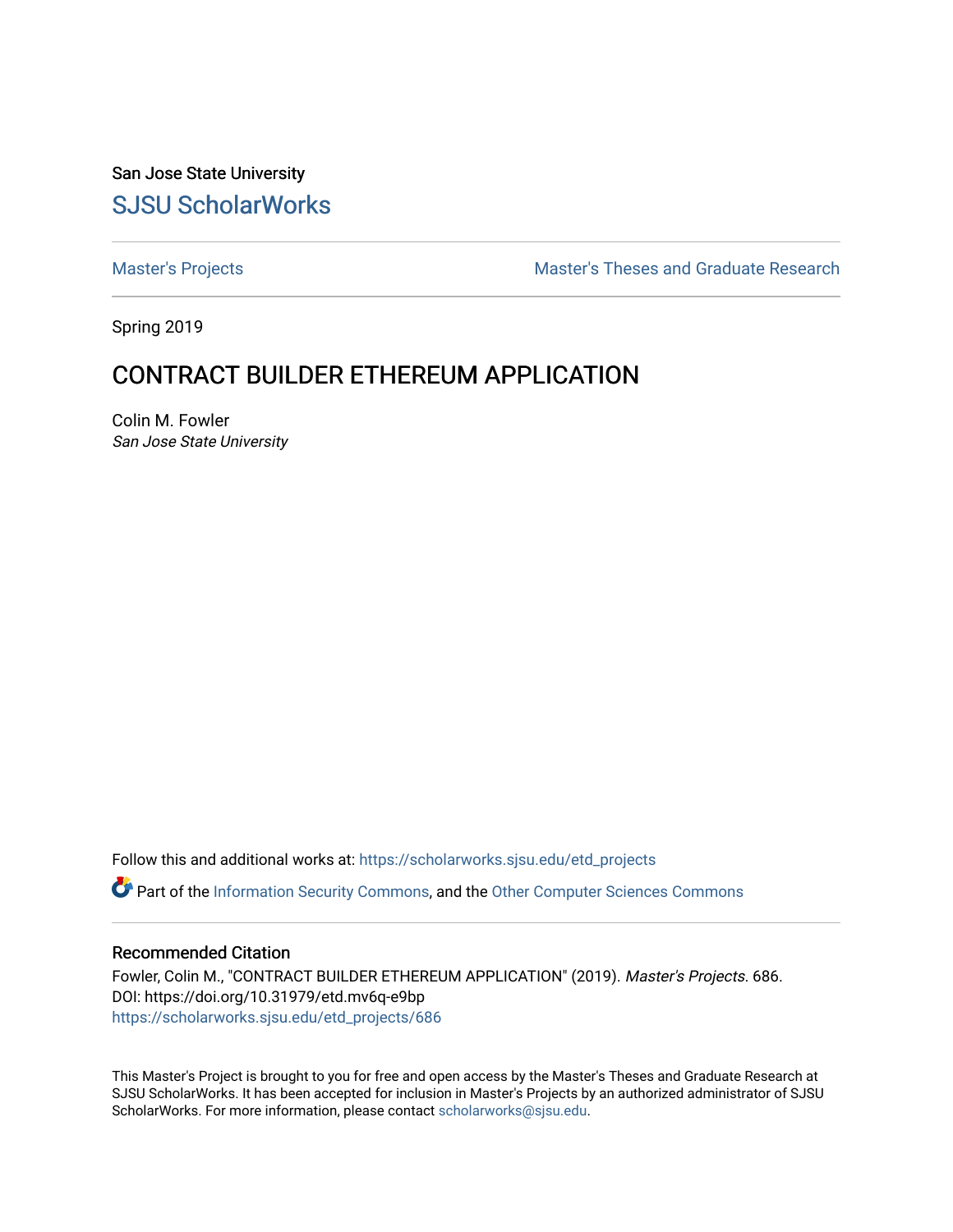San Jose State University

## SJSU ScholarWorks

Master's Projects | Master's Theses and Graduate Research

Spring 2019

# CONTRACT BUILDER ETHEREUM APPLICATION

Colin M. Fowler
*San Jose State University*

Follow this and additional works at: https://scholarworks.sjsu.edu/etd_projects

Part of the Information Security Commons, and the Other Computer Sciences Commons

### Recommended Citation

Fowler, Colin M., "CONTRACT BUILDER ETHEREUM APPLICATION" (2019). *Master's Projects*. 686.
DOI: https://doi.org/10.31979/etd.mv6q-e9bp
https://scholarworks.sjsu.edu/etd_projects/686

This Master's Project is brought to you for free and open access by the Master's Theses and Graduate Research at SJSU ScholarWorks. It has been accepted for inclusion in Master's Projects by an authorized administrator of SJSU ScholarWorks. For more information, please contact scholarworks@sjsu.edu.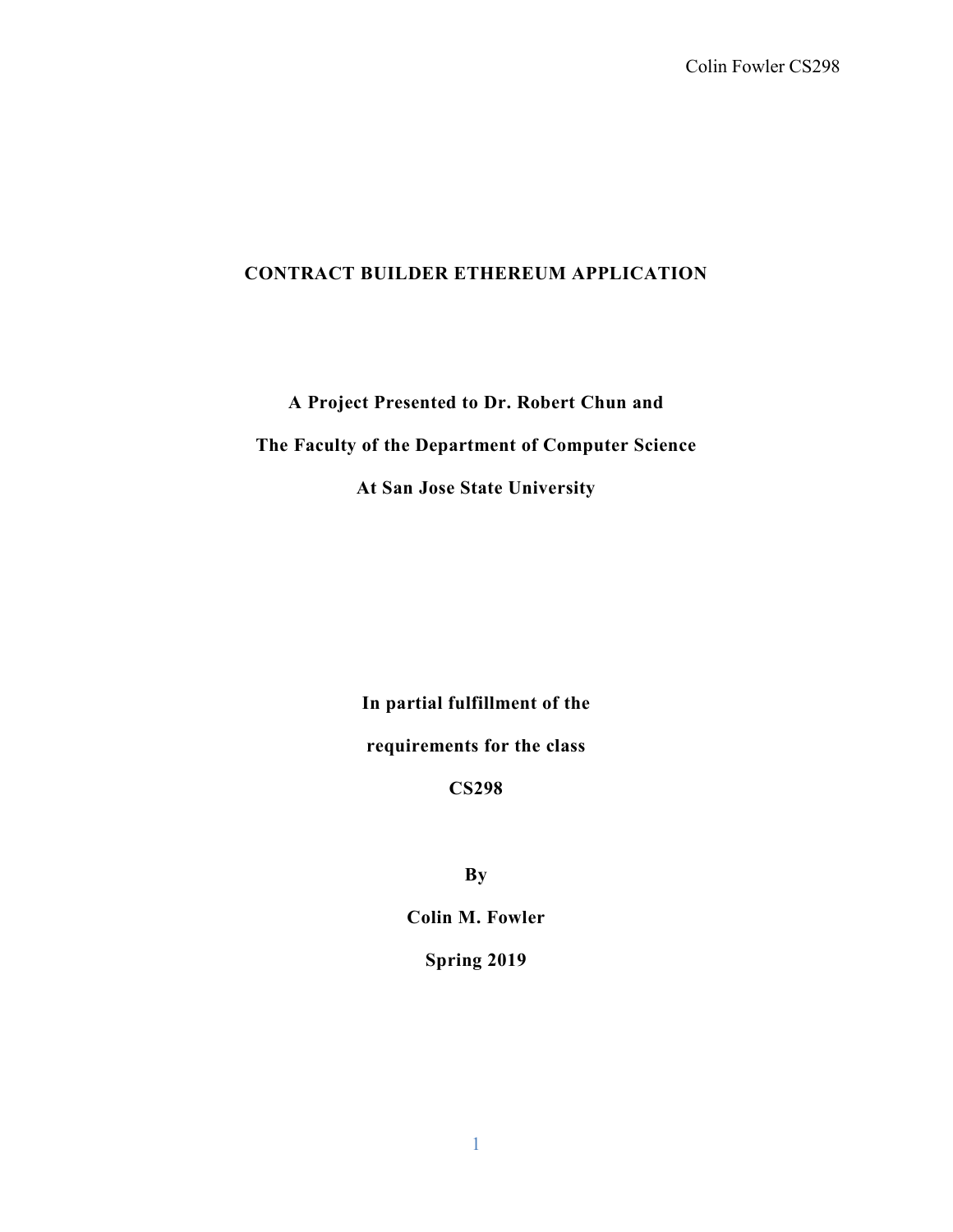# CONTRACT BUILDER ETHEREUM APPLICATION

**A Project Presented to Dr. Robert Chun and**

**The Faculty of the Department of Computer Science**

**At San Jose State University**

**In partial fulfillment of the**

**requirements for the class**

**CS298**

**By**

**Colin M. Fowler**

**Spring 2019**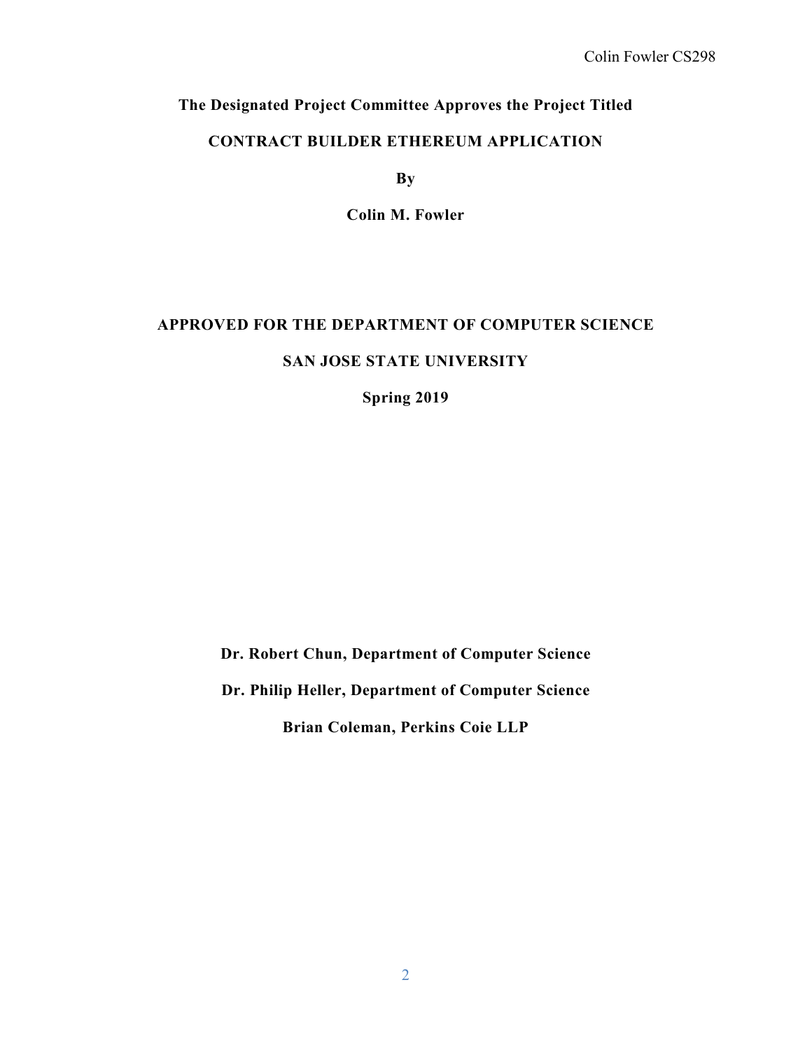**The Designated Project Committee Approves the Project Titled**

**CONTRACT BUILDER ETHEREUM APPLICATION**

**By**

**Colin M. Fowler**

**APPROVED FOR THE DEPARTMENT OF COMPUTER SCIENCE**

**SAN JOSE STATE UNIVERSITY**

**Spring 2019**

**Dr. Robert Chun, Department of Computer Science**

**Dr. Philip Heller, Department of Computer Science**

**Brian Coleman, Perkins Coie LLP**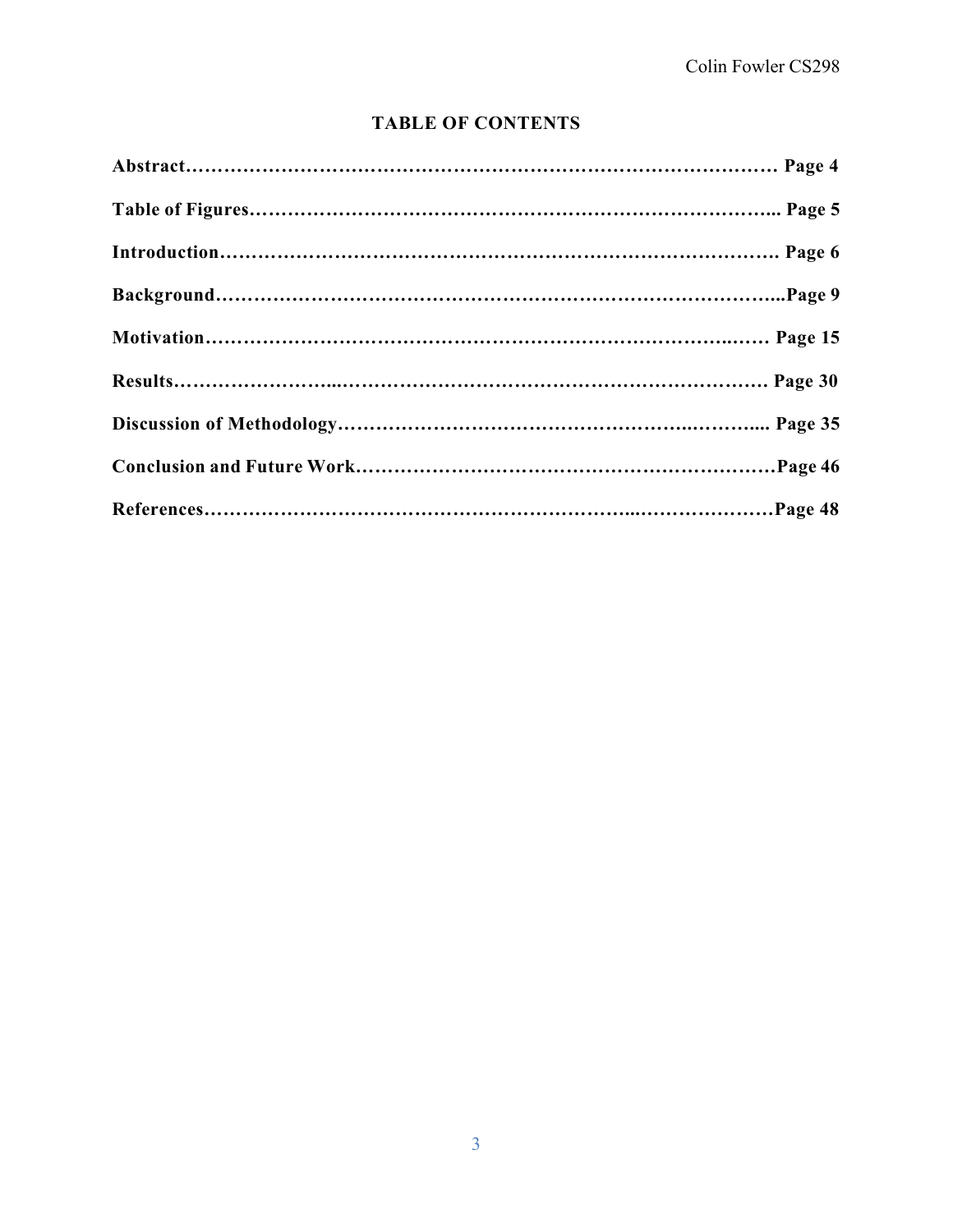## TABLE OF CONTENTS

**Abstract……………………………………………………………………………………… Page 4**

**Table of Figures……………………………………………………………………………... Page 5**

**Introduction…………………………………………………………………………………. Page 6**

**Background…………………………………………………………………………………...Page 9**

**Motivation…………………………………………………………………………..…… Page 15**

**Results…………………….....…………………………………………………………… Page 30**

**Discussion of Methodology…………………………………………………...……….... Page 35**

**Conclusion and Future Work…………………………………………………………Page 46**

**References…………………………………………………………...…………………Page 48**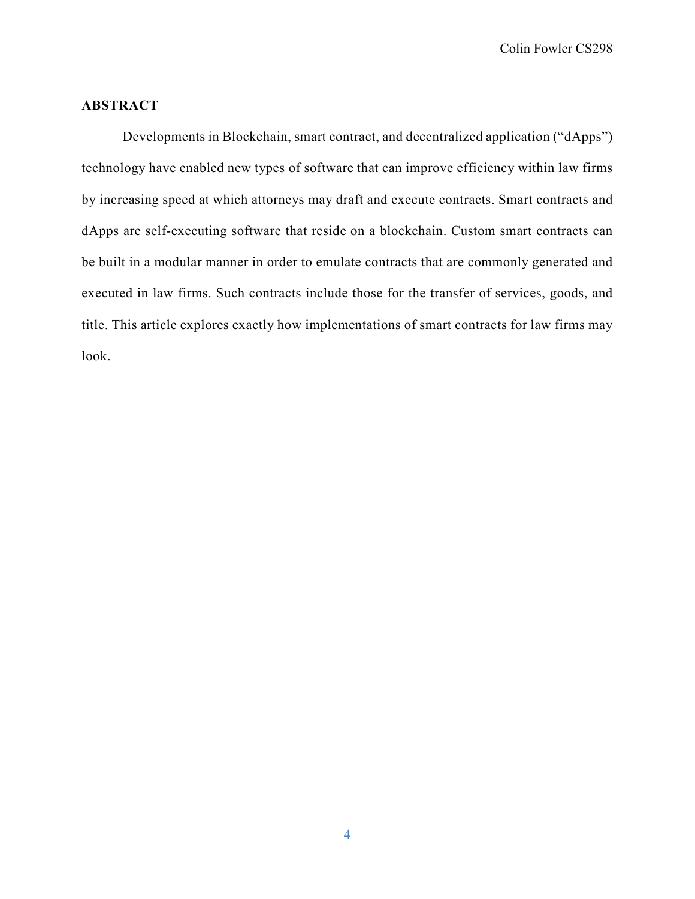## ABSTRACT

Developments in Blockchain, smart contract, and decentralized application ("dApps") technology have enabled new types of software that can improve efficiency within law firms by increasing speed at which attorneys may draft and execute contracts. Smart contracts and dApps are self-executing software that reside on a blockchain. Custom smart contracts can be built in a modular manner in order to emulate contracts that are commonly generated and executed in law firms. Such contracts include those for the transfer of services, goods, and title. This article explores exactly how implementations of smart contracts for law firms may look.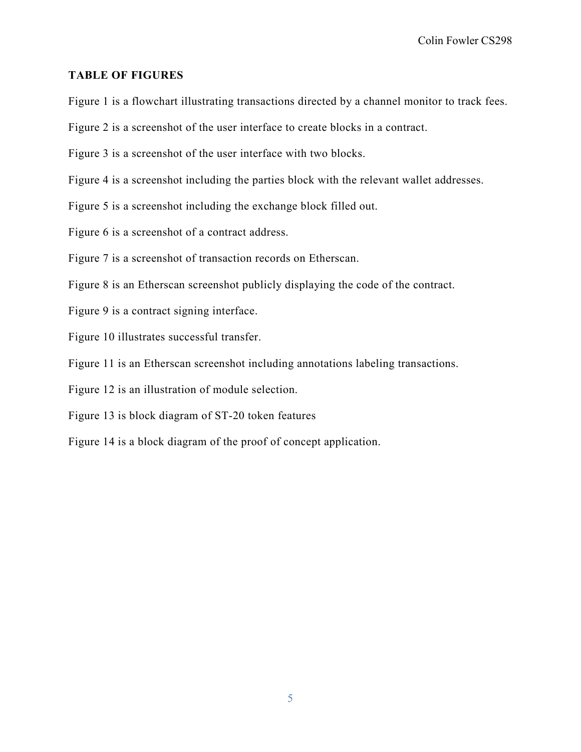## TABLE OF FIGURES

Figure 1 is a flowchart illustrating transactions directed by a channel monitor to track fees.

Figure 2 is a screenshot of the user interface to create blocks in a contract.

Figure 3 is a screenshot of the user interface with two blocks.

Figure 4 is a screenshot including the parties block with the relevant wallet addresses.

Figure 5 is a screenshot including the exchange block filled out.

Figure 6 is a screenshot of a contract address.

Figure 7 is a screenshot of transaction records on Etherscan.

Figure 8 is an Etherscan screenshot publicly displaying the code of the contract.

Figure 9 is a contract signing interface.

Figure 10 illustrates successful transfer.

Figure 11 is an Etherscan screenshot including annotations labeling transactions.

Figure 12 is an illustration of module selection.

Figure 13 is block diagram of ST-20 token features

Figure 14 is a block diagram of the proof of concept application.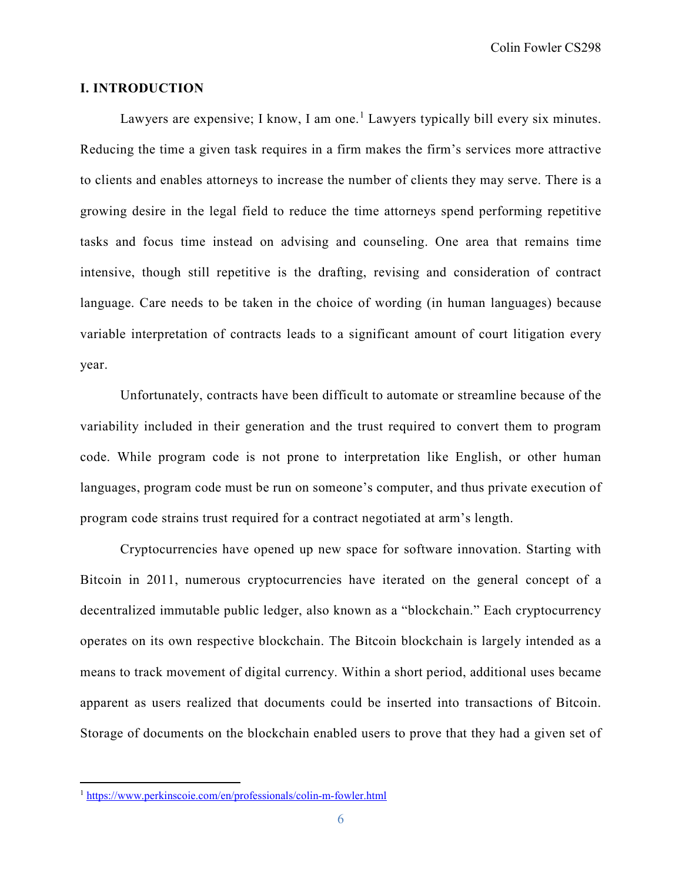## I. INTRODUCTION

Lawyers are expensive; I know, I am one.[1] Lawyers typically bill every six minutes. Reducing the time a given task requires in a firm makes the firm's services more attractive to clients and enables attorneys to increase the number of clients they may serve. There is a growing desire in the legal field to reduce the time attorneys spend performing repetitive tasks and focus time instead on advising and counseling. One area that remains time intensive, though still repetitive is the drafting, revising and consideration of contract language. Care needs to be taken in the choice of wording (in human languages) because variable interpretation of contracts leads to a significant amount of court litigation every year.

Unfortunately, contracts have been difficult to automate or streamline because of the variability included in their generation and the trust required to convert them to program code. While program code is not prone to interpretation like English, or other human languages, program code must be run on someone's computer, and thus private execution of program code strains trust required for a contract negotiated at arm's length.

Cryptocurrencies have opened up new space for software innovation. Starting with Bitcoin in 2011, numerous cryptocurrencies have iterated on the general concept of a decentralized immutable public ledger, also known as a "blockchain." Each cryptocurrency operates on its own respective blockchain. The Bitcoin blockchain is largely intended as a means to track movement of digital currency. Within a short period, additional uses became apparent as users realized that documents could be inserted into transactions of Bitcoin. Storage of documents on the blockchain enabled users to prove that they had a given set of

---

[1] https://www.perkinscoie.com/en/professionals/colin-m-fowler.html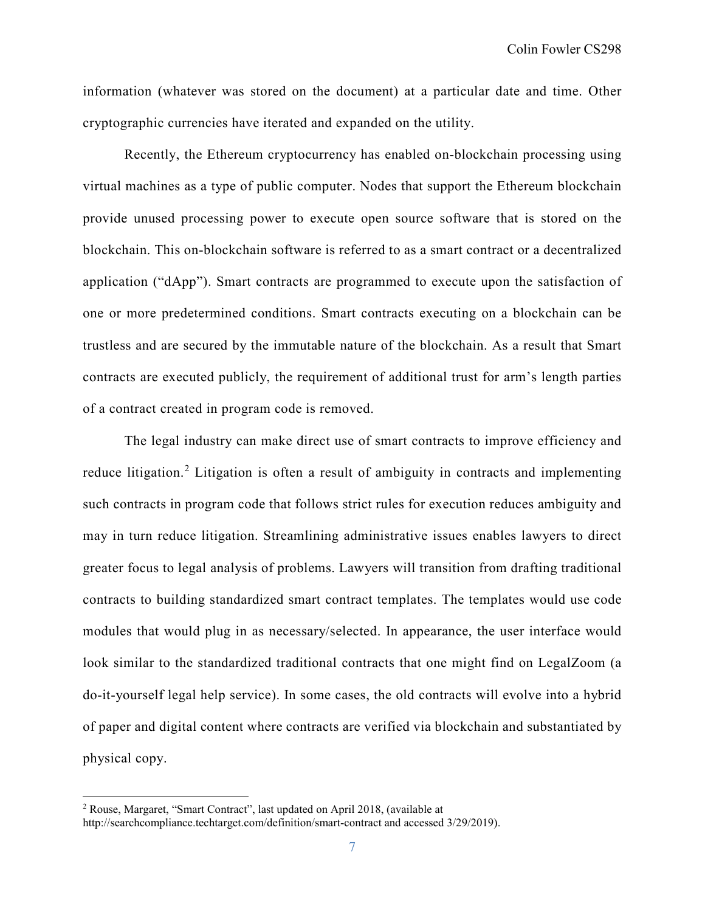information (whatever was stored on the document) at a particular date and time. Other cryptographic currencies have iterated and expanded on the utility.

Recently, the Ethereum cryptocurrency has enabled on-blockchain processing using virtual machines as a type of public computer. Nodes that support the Ethereum blockchain provide unused processing power to execute open source software that is stored on the blockchain. This on-blockchain software is referred to as a smart contract or a decentralized application ("dApp"). Smart contracts are programmed to execute upon the satisfaction of one or more predetermined conditions. Smart contracts executing on a blockchain can be trustless and are secured by the immutable nature of the blockchain. As a result that Smart contracts are executed publicly, the requirement of additional trust for arm's length parties of a contract created in program code is removed.

The legal industry can make direct use of smart contracts to improve efficiency and reduce litigation.[2] Litigation is often a result of ambiguity in contracts and implementing such contracts in program code that follows strict rules for execution reduces ambiguity and may in turn reduce litigation. Streamlining administrative issues enables lawyers to direct greater focus to legal analysis of problems. Lawyers will transition from drafting traditional contracts to building standardized smart contract templates. The templates would use code modules that would plug in as necessary/selected. In appearance, the user interface would look similar to the standardized traditional contracts that one might find on LegalZoom (a do-it-yourself legal help service). In some cases, the old contracts will evolve into a hybrid of paper and digital content where contracts are verified via blockchain and substantiated by physical copy.

---

[2] Rouse, Margaret, "Smart Contract", last updated on April 2018, (available at http://searchcompliance.techtarget.com/definition/smart-contract and accessed 3/29/2019).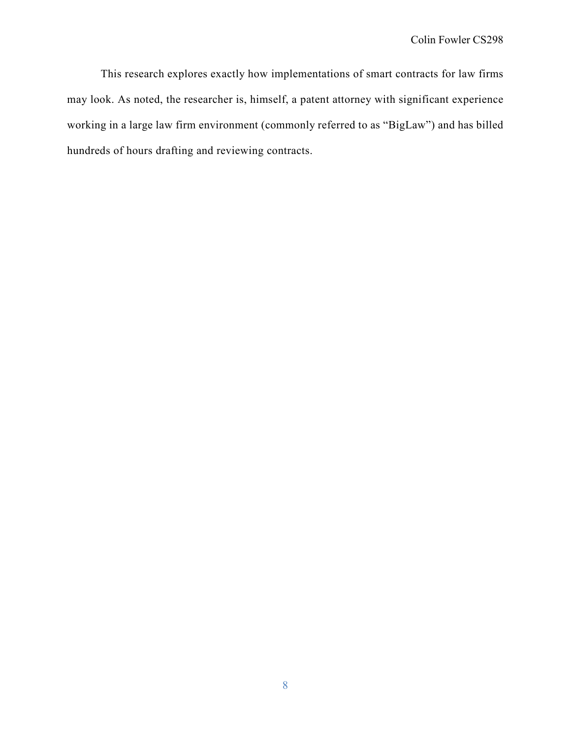This research explores exactly how implementations of smart contracts for law firms may look. As noted, the researcher is, himself, a patent attorney with significant experience working in a large law firm environment (commonly referred to as "BigLaw") and has billed hundreds of hours drafting and reviewing contracts.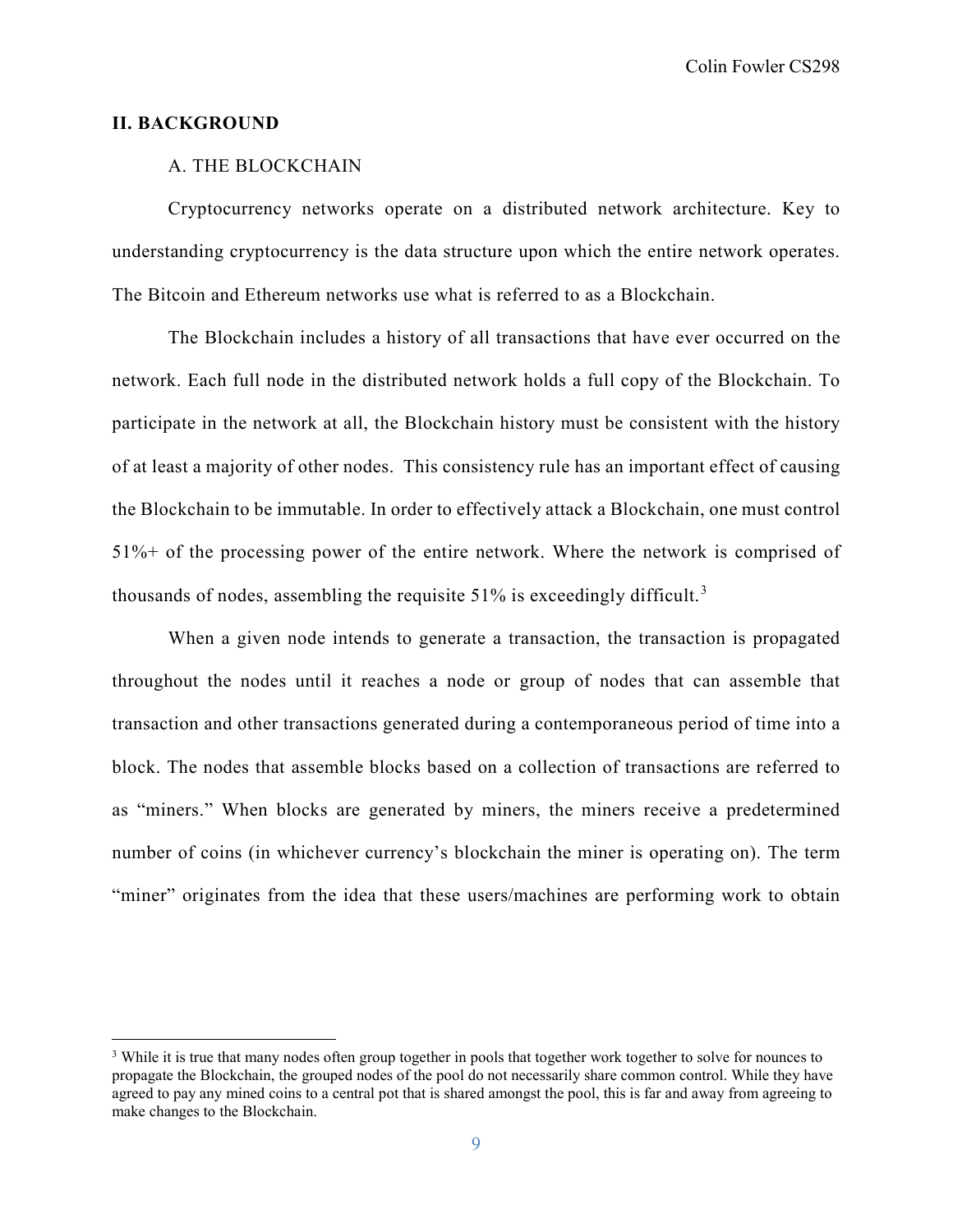## II. BACKGROUND

### A. THE BLOCKCHAIN

Cryptocurrency networks operate on a distributed network architecture. Key to understanding cryptocurrency is the data structure upon which the entire network operates. The Bitcoin and Ethereum networks use what is referred to as a Blockchain.

The Blockchain includes a history of all transactions that have ever occurred on the network. Each full node in the distributed network holds a full copy of the Blockchain. To participate in the network at all, the Blockchain history must be consistent with the history of at least a majority of other nodes. This consistency rule has an important effect of causing the Blockchain to be immutable. In order to effectively attack a Blockchain, one must control 51%+ of the processing power of the entire network. Where the network is comprised of thousands of nodes, assembling the requisite 51% is exceedingly difficult.[3]

When a given node intends to generate a transaction, the transaction is propagated throughout the nodes until it reaches a node or group of nodes that can assemble that transaction and other transactions generated during a contemporaneous period of time into a block. The nodes that assemble blocks based on a collection of transactions are referred to as "miners." When blocks are generated by miners, the miners receive a predetermined number of coins (in whichever currency's blockchain the miner is operating on). The term "miner" originates from the idea that these users/machines are performing work to obtain

---

[3] While it is true that many nodes often group together in pools that together work together to solve for nounces to propagate the Blockchain, the grouped nodes of the pool do not necessarily share common control. While they have agreed to pay any mined coins to a central pot that is shared amongst the pool, this is far and away from agreeing to make changes to the Blockchain.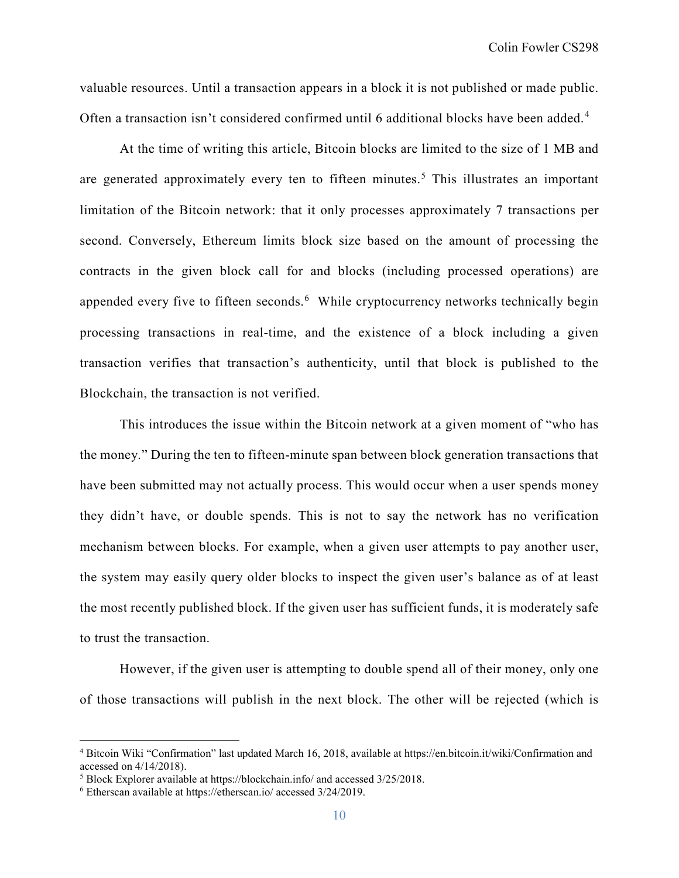valuable resources. Until a transaction appears in a block it is not published or made public. Often a transaction isn't considered confirmed until 6 additional blocks have been added.[4]

At the time of writing this article, Bitcoin blocks are limited to the size of 1 MB and are generated approximately every ten to fifteen minutes.[5] This illustrates an important limitation of the Bitcoin network: that it only processes approximately 7 transactions per second. Conversely, Ethereum limits block size based on the amount of processing the contracts in the given block call for and blocks (including processed operations) are appended every five to fifteen seconds.[6] While cryptocurrency networks technically begin processing transactions in real-time, and the existence of a block including a given transaction verifies that transaction's authenticity, until that block is published to the Blockchain, the transaction is not verified.

This introduces the issue within the Bitcoin network at a given moment of "who has the money." During the ten to fifteen-minute span between block generation transactions that have been submitted may not actually process. This would occur when a user spends money they didn't have, or double spends. This is not to say the network has no verification mechanism between blocks. For example, when a given user attempts to pay another user, the system may easily query older blocks to inspect the given user's balance as of at least the most recently published block. If the given user has sufficient funds, it is moderately safe to trust the transaction.

However, if the given user is attempting to double spend all of their money, only one of those transactions will publish in the next block. The other will be rejected (which is

---

[4] Bitcoin Wiki "Confirmation" last updated March 16, 2018, available at https://en.bitcoin.it/wiki/Confirmation and accessed on 4/14/2018).

[5] Block Explorer available at https://blockchain.info/ and accessed 3/25/2018.

[6] Etherscan available at https://etherscan.io/ accessed 3/24/2019.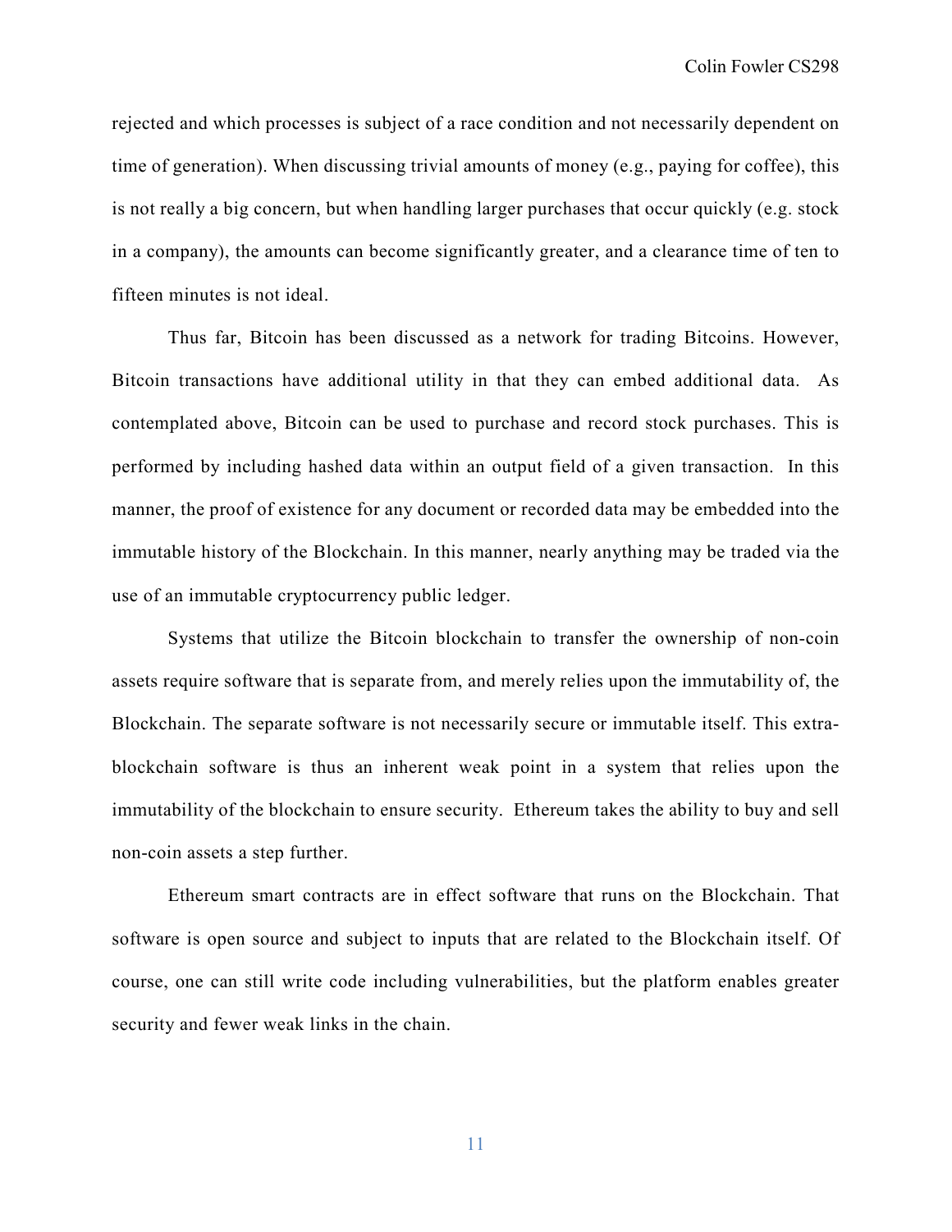rejected and which processes is subject of a race condition and not necessarily dependent on time of generation). When discussing trivial amounts of money (e.g., paying for coffee), this is not really a big concern, but when handling larger purchases that occur quickly (e.g. stock in a company), the amounts can become significantly greater, and a clearance time of ten to fifteen minutes is not ideal.

Thus far, Bitcoin has been discussed as a network for trading Bitcoins. However, Bitcoin transactions have additional utility in that they can embed additional data. As contemplated above, Bitcoin can be used to purchase and record stock purchases. This is performed by including hashed data within an output field of a given transaction. In this manner, the proof of existence for any document or recorded data may be embedded into the immutable history of the Blockchain. In this manner, nearly anything may be traded via the use of an immutable cryptocurrency public ledger.

Systems that utilize the Bitcoin blockchain to transfer the ownership of non-coin assets require software that is separate from, and merely relies upon the immutability of, the Blockchain. The separate software is not necessarily secure or immutable itself. This extra-blockchain software is thus an inherent weak point in a system that relies upon the immutability of the blockchain to ensure security. Ethereum takes the ability to buy and sell non-coin assets a step further.

Ethereum smart contracts are in effect software that runs on the Blockchain. That software is open source and subject to inputs that are related to the Blockchain itself. Of course, one can still write code including vulnerabilities, but the platform enables greater security and fewer weak links in the chain.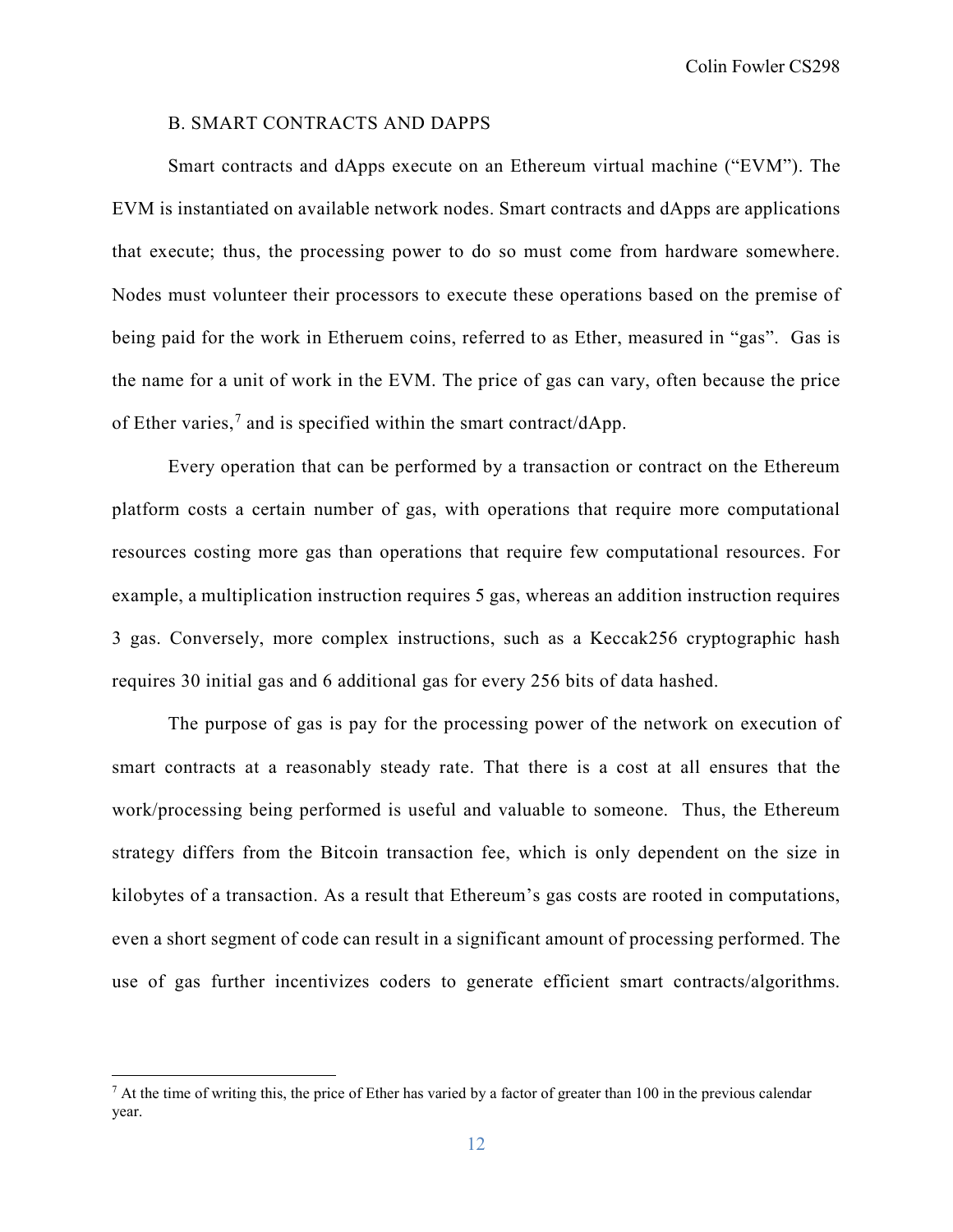### B. SMART CONTRACTS AND DAPPS

Smart contracts and dApps execute on an Ethereum virtual machine ("EVM"). The EVM is instantiated on available network nodes. Smart contracts and dApps are applications that execute; thus, the processing power to do so must come from hardware somewhere. Nodes must volunteer their processors to execute these operations based on the premise of being paid for the work in Etheruem coins, referred to as Ether, measured in "gas". Gas is the name for a unit of work in the EVM. The price of gas can vary, often because the price of Ether varies,[7] and is specified within the smart contract/dApp.

Every operation that can be performed by a transaction or contract on the Ethereum platform costs a certain number of gas, with operations that require more computational resources costing more gas than operations that require few computational resources. For example, a multiplication instruction requires 5 gas, whereas an addition instruction requires 3 gas. Conversely, more complex instructions, such as a Keccak256 cryptographic hash requires 30 initial gas and 6 additional gas for every 256 bits of data hashed.

The purpose of gas is pay for the processing power of the network on execution of smart contracts at a reasonably steady rate. That there is a cost at all ensures that the work/processing being performed is useful and valuable to someone. Thus, the Ethereum strategy differs from the Bitcoin transaction fee, which is only dependent on the size in kilobytes of a transaction. As a result that Ethereum's gas costs are rooted in computations, even a short segment of code can result in a significant amount of processing performed. The use of gas further incentivizes coders to generate efficient smart contracts/algorithms.

[7] At the time of writing this, the price of Ether has varied by a factor of greater than 100 in the previous calendar year.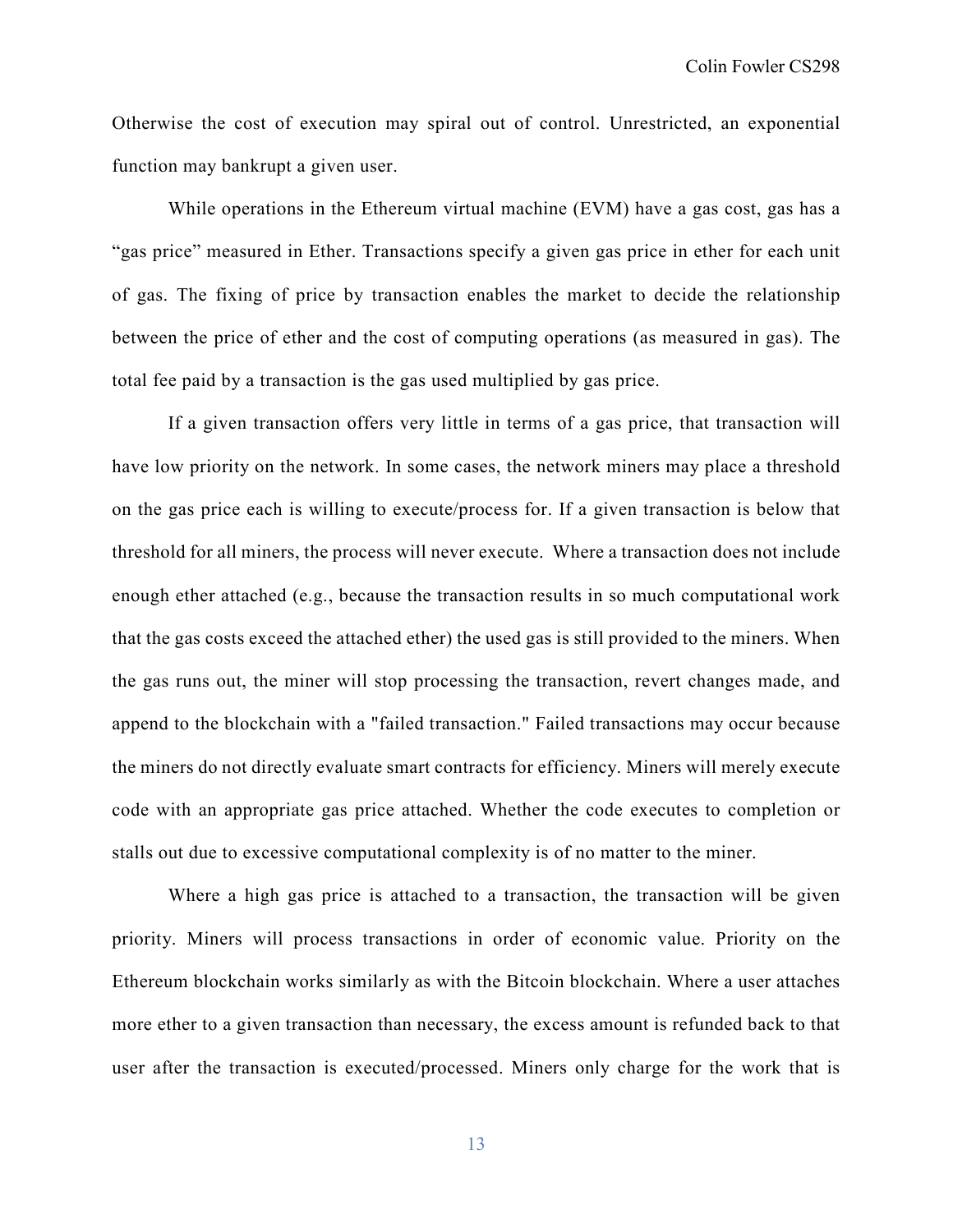Otherwise the cost of execution may spiral out of control. Unrestricted, an exponential function may bankrupt a given user.

While operations in the Ethereum virtual machine (EVM) have a gas cost, gas has a "gas price" measured in Ether. Transactions specify a given gas price in ether for each unit of gas. The fixing of price by transaction enables the market to decide the relationship between the price of ether and the cost of computing operations (as measured in gas). The total fee paid by a transaction is the gas used multiplied by gas price.

If a given transaction offers very little in terms of a gas price, that transaction will have low priority on the network. In some cases, the network miners may place a threshold on the gas price each is willing to execute/process for. If a given transaction is below that threshold for all miners, the process will never execute. Where a transaction does not include enough ether attached (e.g., because the transaction results in so much computational work that the gas costs exceed the attached ether) the used gas is still provided to the miners. When the gas runs out, the miner will stop processing the transaction, revert changes made, and append to the blockchain with a "failed transaction." Failed transactions may occur because the miners do not directly evaluate smart contracts for efficiency. Miners will merely execute code with an appropriate gas price attached. Whether the code executes to completion or stalls out due to excessive computational complexity is of no matter to the miner.

Where a high gas price is attached to a transaction, the transaction will be given priority. Miners will process transactions in order of economic value. Priority on the Ethereum blockchain works similarly as with the Bitcoin blockchain. Where a user attaches more ether to a given transaction than necessary, the excess amount is refunded back to that user after the transaction is executed/processed. Miners only charge for the work that is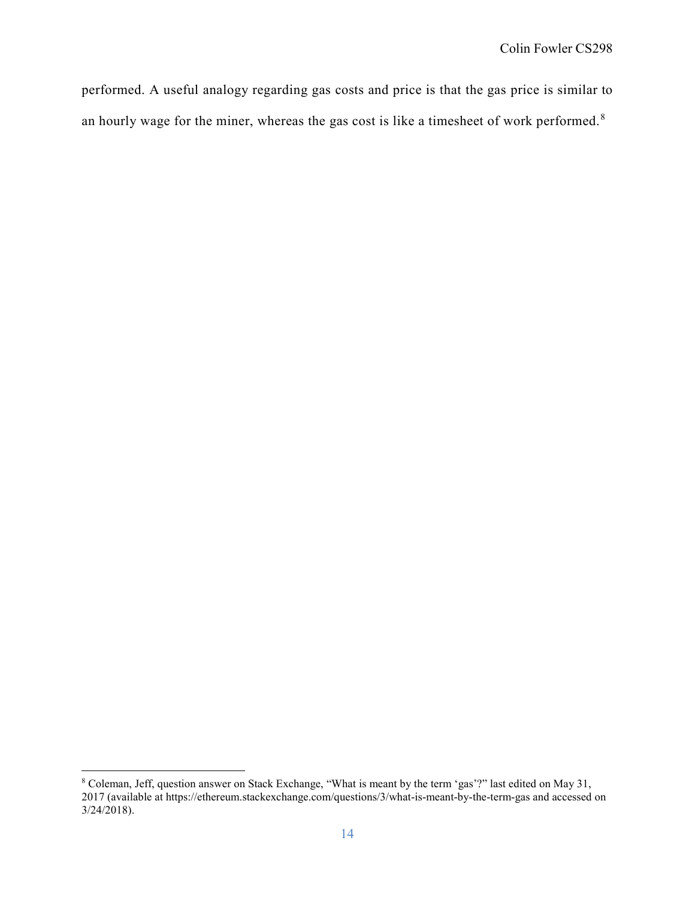performed. A useful analogy regarding gas costs and price is that the gas price is similar to an hourly wage for the miner, whereas the gas cost is like a timesheet of work performed.[8]

---

[8] Coleman, Jeff, question answer on Stack Exchange, "What is meant by the term 'gas'?" last edited on May 31, 2017 (available at https://ethereum.stackexchange.com/questions/3/what-is-meant-by-the-term-gas and accessed on 3/24/2018).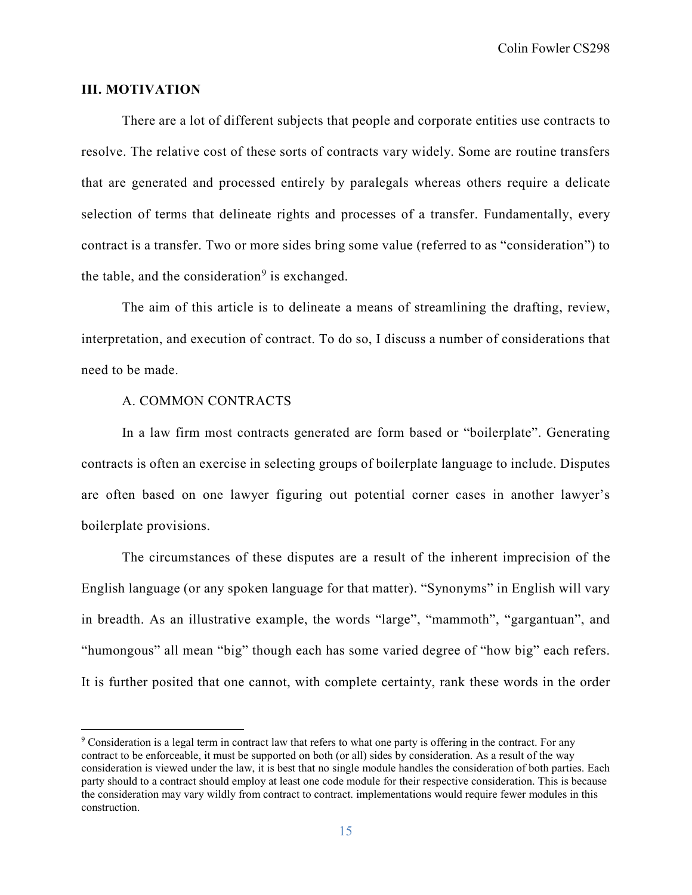## III. MOTIVATION

There are a lot of different subjects that people and corporate entities use contracts to resolve. The relative cost of these sorts of contracts vary widely. Some are routine transfers that are generated and processed entirely by paralegals whereas others require a delicate selection of terms that delineate rights and processes of a transfer. Fundamentally, every contract is a transfer. Two or more sides bring some value (referred to as "consideration") to the table, and the consideration[9] is exchanged.

The aim of this article is to delineate a means of streamlining the drafting, review, interpretation, and execution of contract. To do so, I discuss a number of considerations that need to be made.

### A. COMMON CONTRACTS

In a law firm most contracts generated are form based or "boilerplate". Generating contracts is often an exercise in selecting groups of boilerplate language to include. Disputes are often based on one lawyer figuring out potential corner cases in another lawyer's boilerplate provisions.

The circumstances of these disputes are a result of the inherent imprecision of the English language (or any spoken language for that matter). "Synonyms" in English will vary in breadth. As an illustrative example, the words "large", "mammoth", "gargantuan", and "humongous" all mean "big" though each has some varied degree of "how big" each refers. It is further posited that one cannot, with complete certainty, rank these words in the order

---

[9] Consideration is a legal term in contract law that refers to what one party is offering in the contract. For any contract to be enforceable, it must be supported on both (or all) sides by consideration. As a result of the way consideration is viewed under the law, it is best that no single module handles the consideration of both parties. Each party should to a contract should employ at least one code module for their respective consideration. This is because the consideration may vary wildly from contract to contract. implementations would require fewer modules in this construction.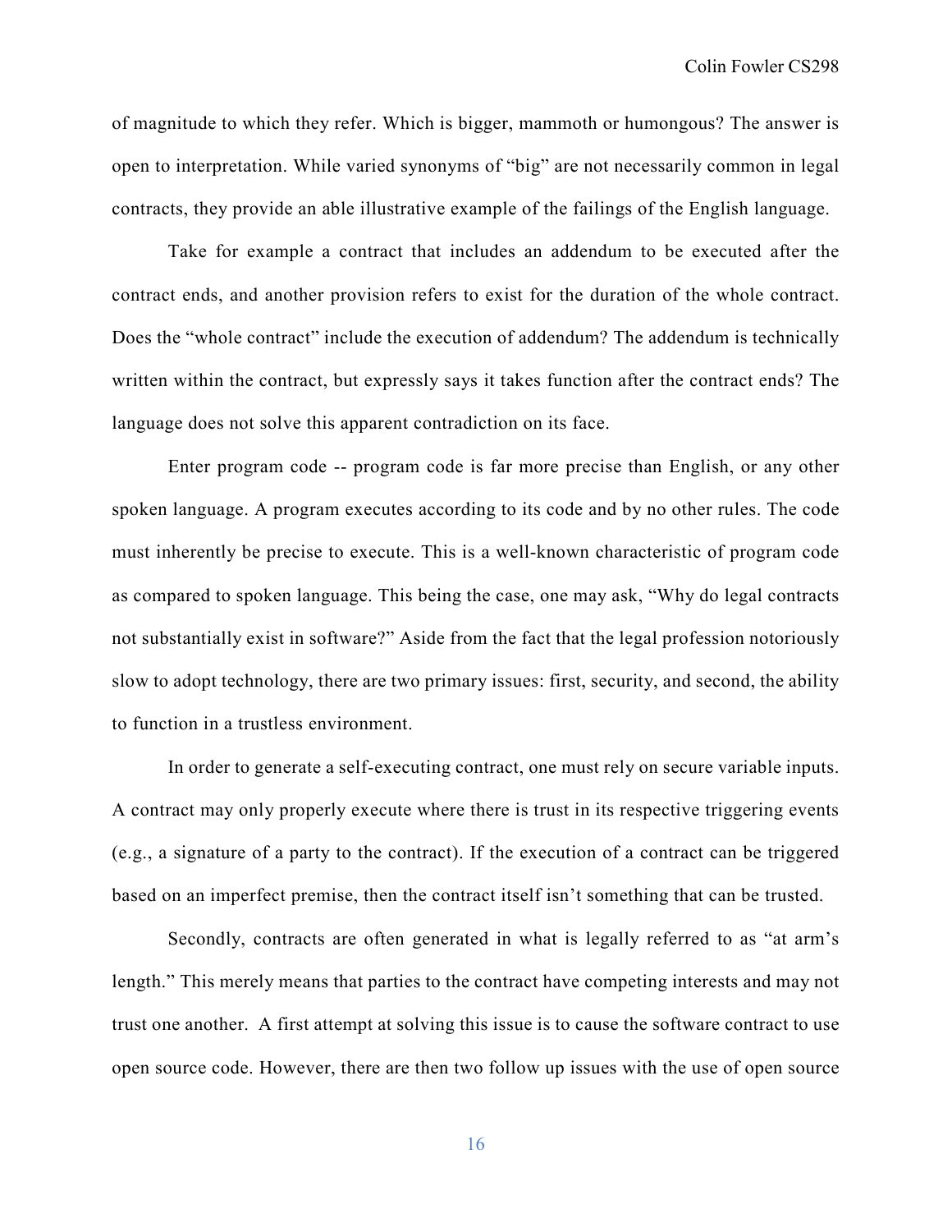of magnitude to which they refer. Which is bigger, mammoth or humongous? The answer is open to interpretation. While varied synonyms of "big" are not necessarily common in legal contracts, they provide an able illustrative example of the failings of the English language.

Take for example a contract that includes an addendum to be executed after the contract ends, and another provision refers to exist for the duration of the whole contract. Does the "whole contract" include the execution of addendum? The addendum is technically written within the contract, but expressly says it takes function after the contract ends? The language does not solve this apparent contradiction on its face.

Enter program code -- program code is far more precise than English, or any other spoken language. A program executes according to its code and by no other rules. The code must inherently be precise to execute. This is a well-known characteristic of program code as compared to spoken language. This being the case, one may ask, "Why do legal contracts not substantially exist in software?" Aside from the fact that the legal profession notoriously slow to adopt technology, there are two primary issues: first, security, and second, the ability to function in a trustless environment.

In order to generate a self-executing contract, one must rely on secure variable inputs. A contract may only properly execute where there is trust in its respective triggering events (e.g., a signature of a party to the contract). If the execution of a contract can be triggered based on an imperfect premise, then the contract itself isn't something that can be trusted.

Secondly, contracts are often generated in what is legally referred to as "at arm's length." This merely means that parties to the contract have competing interests and may not trust one another. A first attempt at solving this issue is to cause the software contract to use open source code. However, there are then two follow up issues with the use of open source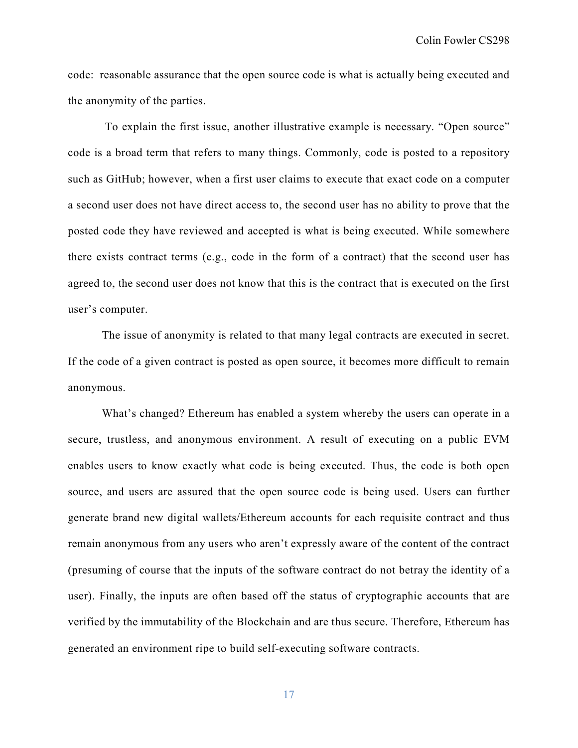code: reasonable assurance that the open source code is what is actually being executed and the anonymity of the parties.

To explain the first issue, another illustrative example is necessary. "Open source" code is a broad term that refers to many things. Commonly, code is posted to a repository such as GitHub; however, when a first user claims to execute that exact code on a computer a second user does not have direct access to, the second user has no ability to prove that the posted code they have reviewed and accepted is what is being executed. While somewhere there exists contract terms (e.g., code in the form of a contract) that the second user has agreed to, the second user does not know that this is the contract that is executed on the first user's computer.

The issue of anonymity is related to that many legal contracts are executed in secret. If the code of a given contract is posted as open source, it becomes more difficult to remain anonymous.

What's changed? Ethereum has enabled a system whereby the users can operate in a secure, trustless, and anonymous environment. A result of executing on a public EVM enables users to know exactly what code is being executed. Thus, the code is both open source, and users are assured that the open source code is being used. Users can further generate brand new digital wallets/Ethereum accounts for each requisite contract and thus remain anonymous from any users who aren't expressly aware of the content of the contract (presuming of course that the inputs of the software contract do not betray the identity of a user). Finally, the inputs are often based off the status of cryptographic accounts that are verified by the immutability of the Blockchain and are thus secure. Therefore, Ethereum has generated an environment ripe to build self-executing software contracts.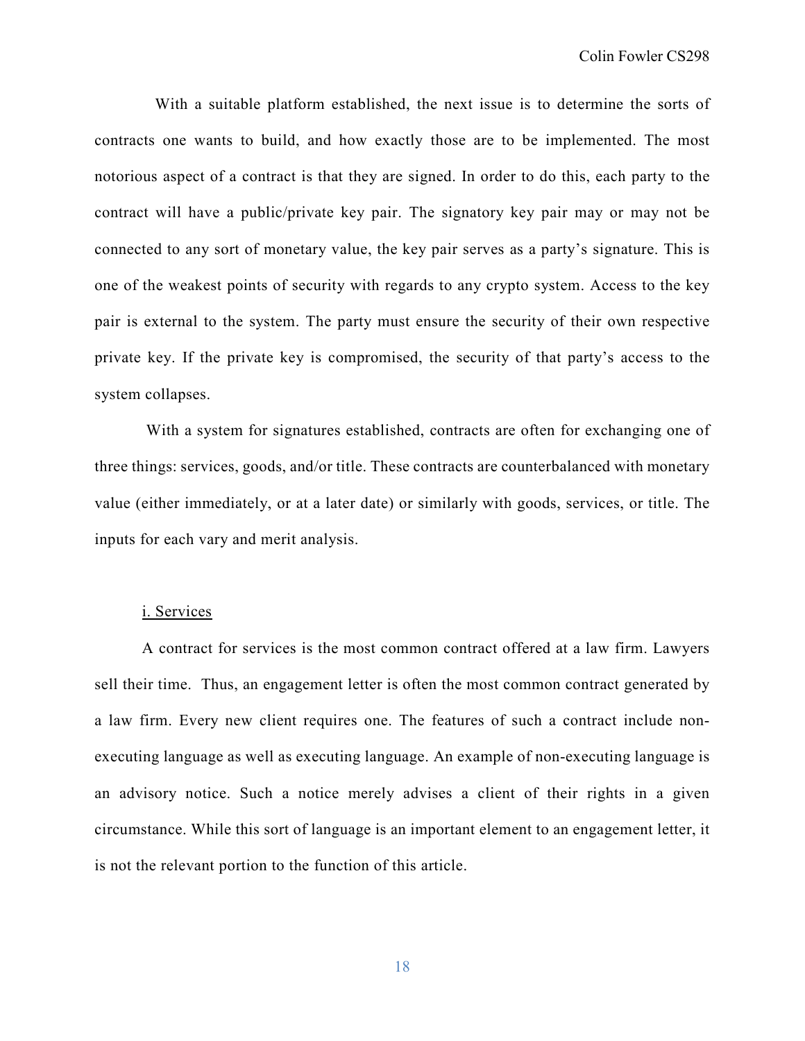With a suitable platform established, the next issue is to determine the sorts of contracts one wants to build, and how exactly those are to be implemented. The most notorious aspect of a contract is that they are signed. In order to do this, each party to the contract will have a public/private key pair. The signatory key pair may or may not be connected to any sort of monetary value, the key pair serves as a party's signature. This is one of the weakest points of security with regards to any crypto system. Access to the key pair is external to the system. The party must ensure the security of their own respective private key. If the private key is compromised, the security of that party's access to the system collapses.

With a system for signatures established, contracts are often for exchanging one of three things: services, goods, and/or title. These contracts are counterbalanced with monetary value (either immediately, or at a later date) or similarly with goods, services, or title. The inputs for each vary and merit analysis.

<u>i. Services</u>

A contract for services is the most common contract offered at a law firm. Lawyers sell their time. Thus, an engagement letter is often the most common contract generated by a law firm. Every new client requires one. The features of such a contract include non-executing language as well as executing language. An example of non-executing language is an advisory notice. Such a notice merely advises a client of their rights in a given circumstance. While this sort of language is an important element to an engagement letter, it is not the relevant portion to the function of this article.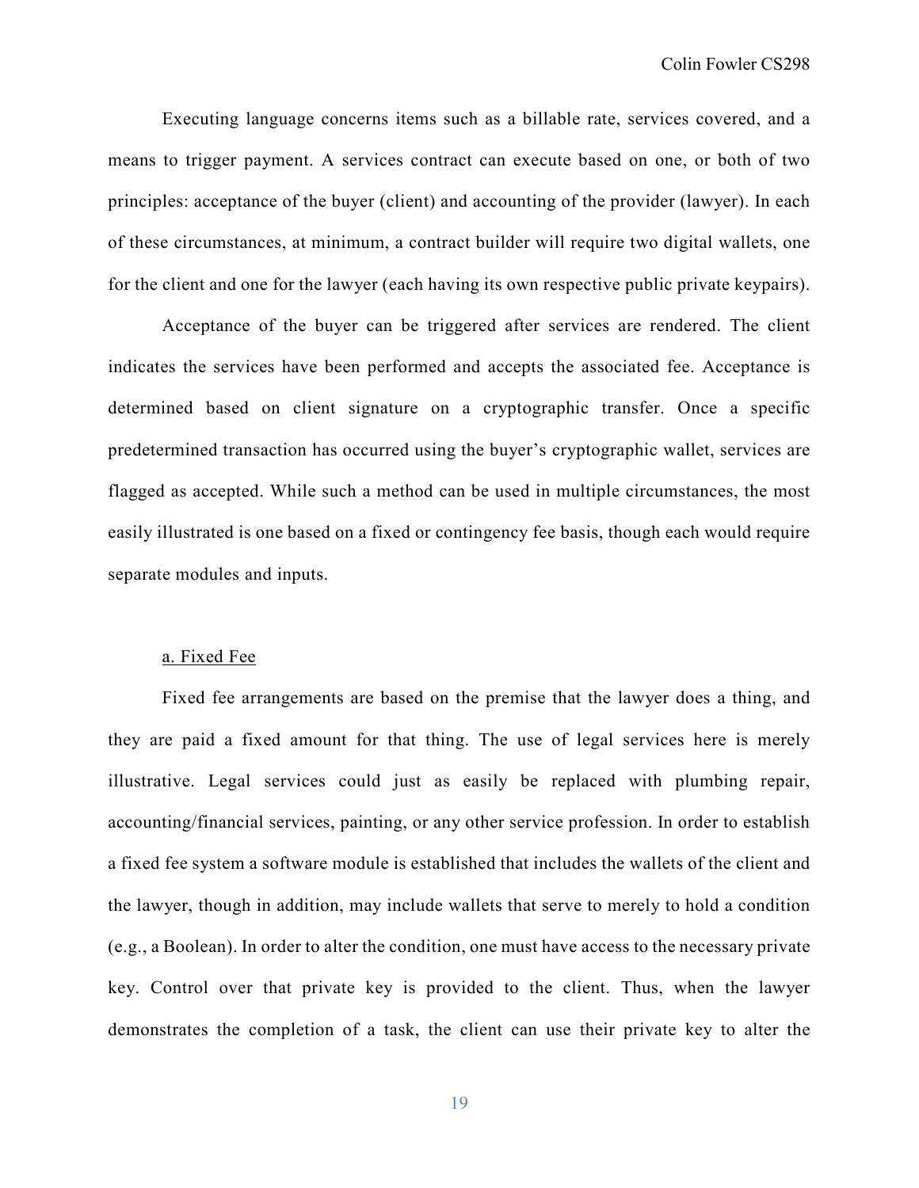Executing language concerns items such as a billable rate, services covered, and a means to trigger payment. A services contract can execute based on one, or both of two principles: acceptance of the buyer (client) and accounting of the provider (lawyer). In each of these circumstances, at minimum, a contract builder will require two digital wallets, one for the client and one for the lawyer (each having its own respective public private keypairs).

Acceptance of the buyer can be triggered after services are rendered. The client indicates the services have been performed and accepts the associated fee. Acceptance is determined based on client signature on a cryptographic transfer. Once a specific predetermined transaction has occurred using the buyer's cryptographic wallet, services are flagged as accepted. While such a method can be used in multiple circumstances, the most easily illustrated is one based on a fixed or contingency fee basis, though each would require separate modules and inputs.

a. Fixed Fee

Fixed fee arrangements are based on the premise that the lawyer does a thing, and they are paid a fixed amount for that thing. The use of legal services here is merely illustrative. Legal services could just as easily be replaced with plumbing repair, accounting/financial services, painting, or any other service profession. In order to establish a fixed fee system a software module is established that includes the wallets of the client and the lawyer, though in addition, may include wallets that serve to merely to hold a condition (e.g., a Boolean). In order to alter the condition, one must have access to the necessary private key. Control over that private key is provided to the client. Thus, when the lawyer demonstrates the completion of a task, the client can use their private key to alter the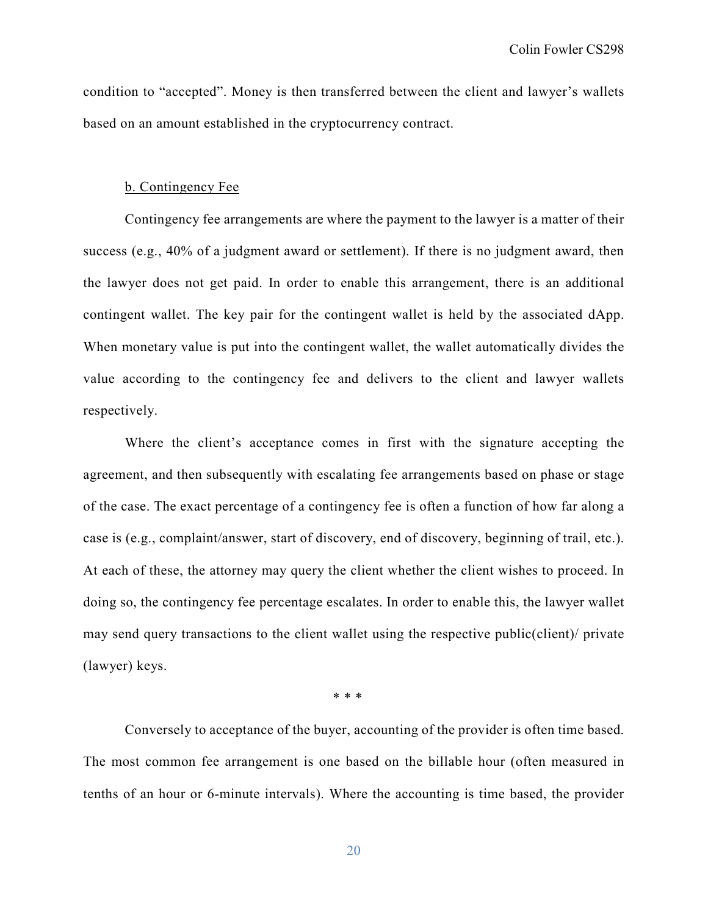condition to "accepted". Money is then transferred between the client and lawyer's wallets based on an amount established in the cryptocurrency contract.

<u>b. Contingency Fee</u>

Contingency fee arrangements are where the payment to the lawyer is a matter of their success (e.g., 40% of a judgment award or settlement). If there is no judgment award, then the lawyer does not get paid. In order to enable this arrangement, there is an additional contingent wallet. The key pair for the contingent wallet is held by the associated dApp. When monetary value is put into the contingent wallet, the wallet automatically divides the value according to the contingency fee and delivers to the client and lawyer wallets respectively.

Where the client's acceptance comes in first with the signature accepting the agreement, and then subsequently with escalating fee arrangements based on phase or stage of the case. The exact percentage of a contingency fee is often a function of how far along a case is (e.g., complaint/answer, start of discovery, end of discovery, beginning of trail, etc.). At each of these, the attorney may query the client whether the client wishes to proceed. In doing so, the contingency fee percentage escalates. In order to enable this, the lawyer wallet may send query transactions to the client wallet using the respective public(client)/ private (lawyer) keys.

\* \* \*

Conversely to acceptance of the buyer, accounting of the provider is often time based. The most common fee arrangement is one based on the billable hour (often measured in tenths of an hour or 6-minute intervals). Where the accounting is time based, the provider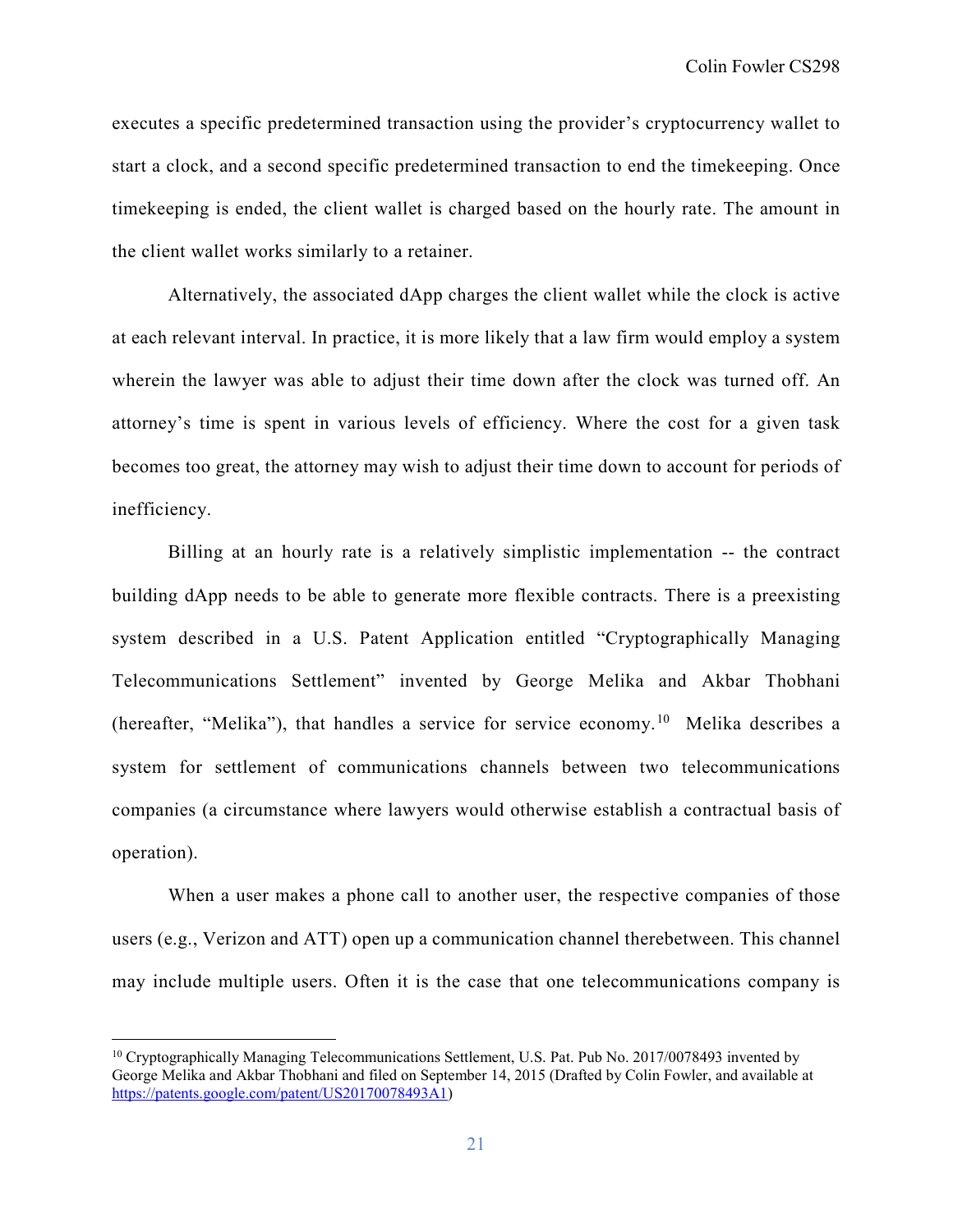executes a specific predetermined transaction using the provider's cryptocurrency wallet to start a clock, and a second specific predetermined transaction to end the timekeeping. Once timekeeping is ended, the client wallet is charged based on the hourly rate. The amount in the client wallet works similarly to a retainer.

Alternatively, the associated dApp charges the client wallet while the clock is active at each relevant interval. In practice, it is more likely that a law firm would employ a system wherein the lawyer was able to adjust their time down after the clock was turned off. An attorney's time is spent in various levels of efficiency. Where the cost for a given task becomes too great, the attorney may wish to adjust their time down to account for periods of inefficiency.

Billing at an hourly rate is a relatively simplistic implementation -- the contract building dApp needs to be able to generate more flexible contracts. There is a preexisting system described in a U.S. Patent Application entitled "Cryptographically Managing Telecommunications Settlement" invented by George Melika and Akbar Thobhani (hereafter, "Melika"), that handles a service for service economy.[10] Melika describes a system for settlement of communications channels between two telecommunications companies (a circumstance where lawyers would otherwise establish a contractual basis of operation).

When a user makes a phone call to another user, the respective companies of those users (e.g., Verizon and ATT) open up a communication channel therebetween. This channel may include multiple users. Often it is the case that one telecommunications company is

---

[10] Cryptographically Managing Telecommunications Settlement, U.S. Pat. Pub No. 2017/0078493 invented by George Melika and Akbar Thobhani and filed on September 14, 2015 (Drafted by Colin Fowler, and available at https://patents.google.com/patent/US20170078493A1)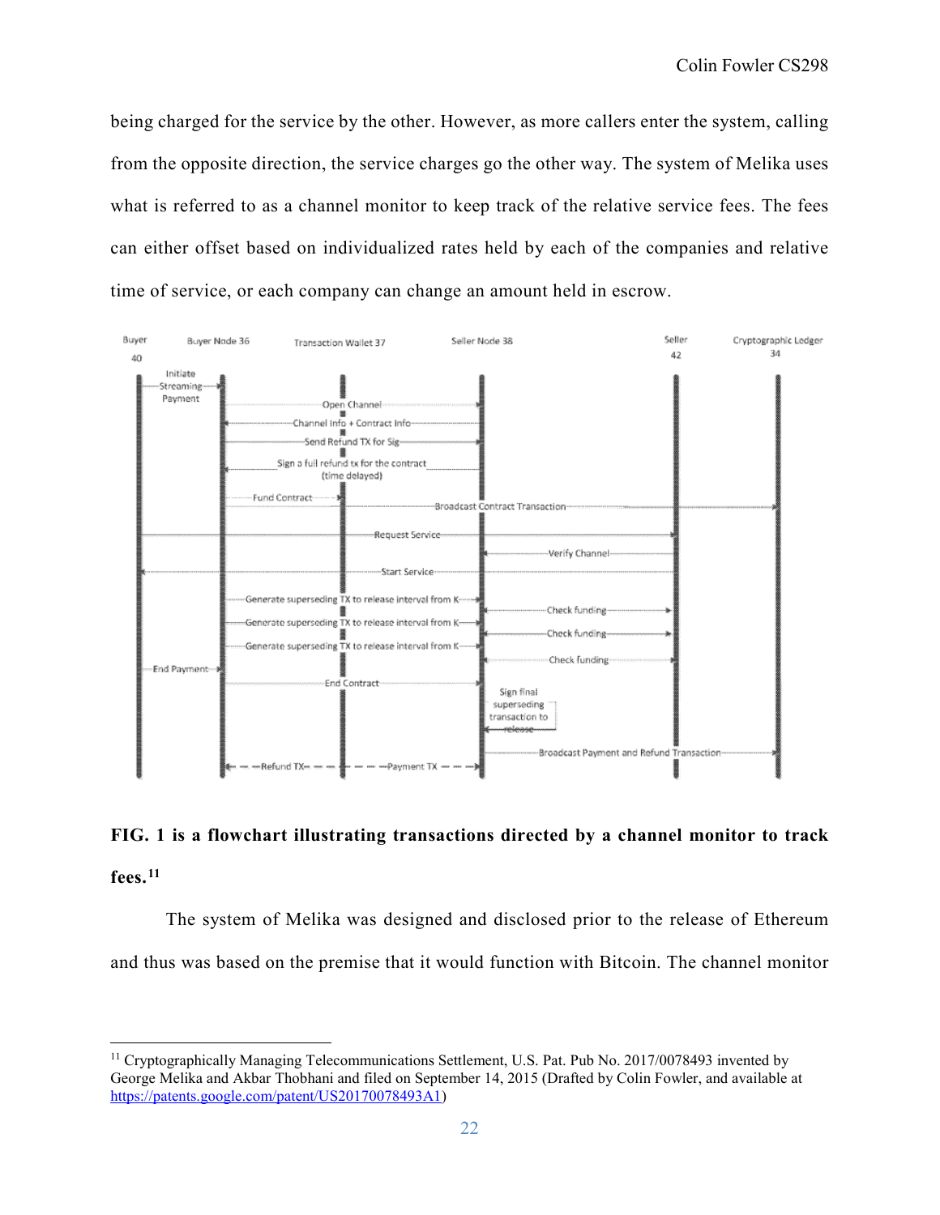being charged for the service by the other. However, as more callers enter the system, calling from the opposite direction, the service charges go the other way. The system of Melika uses what is referred to as a channel monitor to keep track of the relative service fees. The fees can either offset based on individualized rates held by each of the companies and relative time of service, or each company can change an amount held in escrow.

**FIG. 1 is a flowchart illustrating transactions directed by a channel monitor to track fees.**[11]

The system of Melika was designed and disclosed prior to the release of Ethereum and thus was based on the premise that it would function with Bitcoin. The channel monitor

---

[11] Cryptographically Managing Telecommunications Settlement, U.S. Pat. Pub No. 2017/0078493 invented by George Melika and Akbar Thobhani and filed on September 14, 2015 (Drafted by Colin Fowler, and available at https://patents.google.com/patent/US20170078493A1)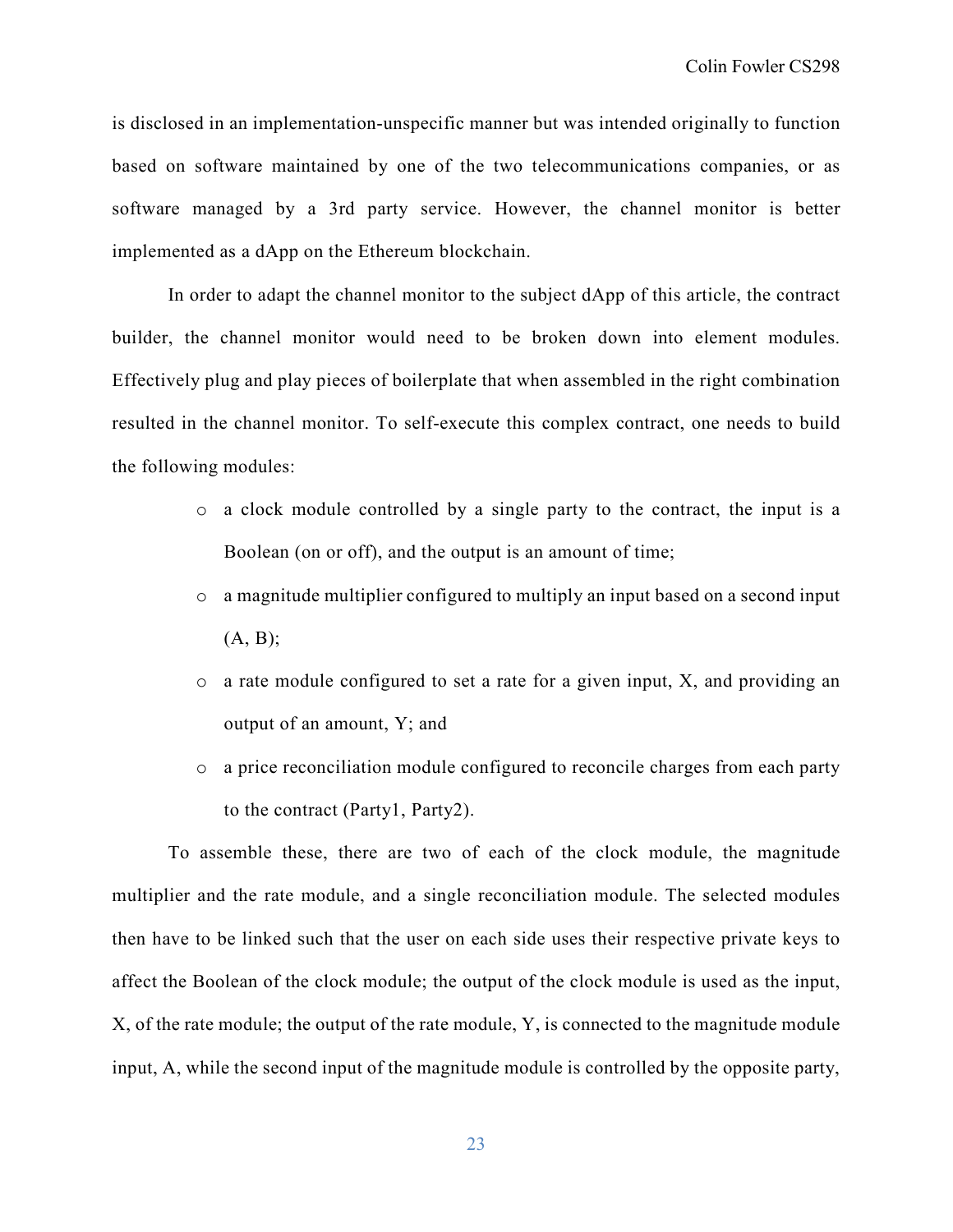is disclosed in an implementation-unspecific manner but was intended originally to function based on software maintained by one of the two telecommunications companies, or as software managed by a 3rd party service. However, the channel monitor is better implemented as a dApp on the Ethereum blockchain.

In order to adapt the channel monitor to the subject dApp of this article, the contract builder, the channel monitor would need to be broken down into element modules. Effectively plug and play pieces of boilerplate that when assembled in the right combination resulted in the channel monitor. To self-execute this complex contract, one needs to build the following modules:

- a clock module controlled by a single party to the contract, the input is a Boolean (on or off), and the output is an amount of time;
- a magnitude multiplier configured to multiply an input based on a second input (A, B);
- a rate module configured to set a rate for a given input, X, and providing an output of an amount, Y; and
- a price reconciliation module configured to reconcile charges from each party to the contract (Party1, Party2).

To assemble these, there are two of each of the clock module, the magnitude multiplier and the rate module, and a single reconciliation module. The selected modules then have to be linked such that the user on each side uses their respective private keys to affect the Boolean of the clock module; the output of the clock module is used as the input, X, of the rate module; the output of the rate module, Y, is connected to the magnitude module input, A, while the second input of the magnitude module is controlled by the opposite party,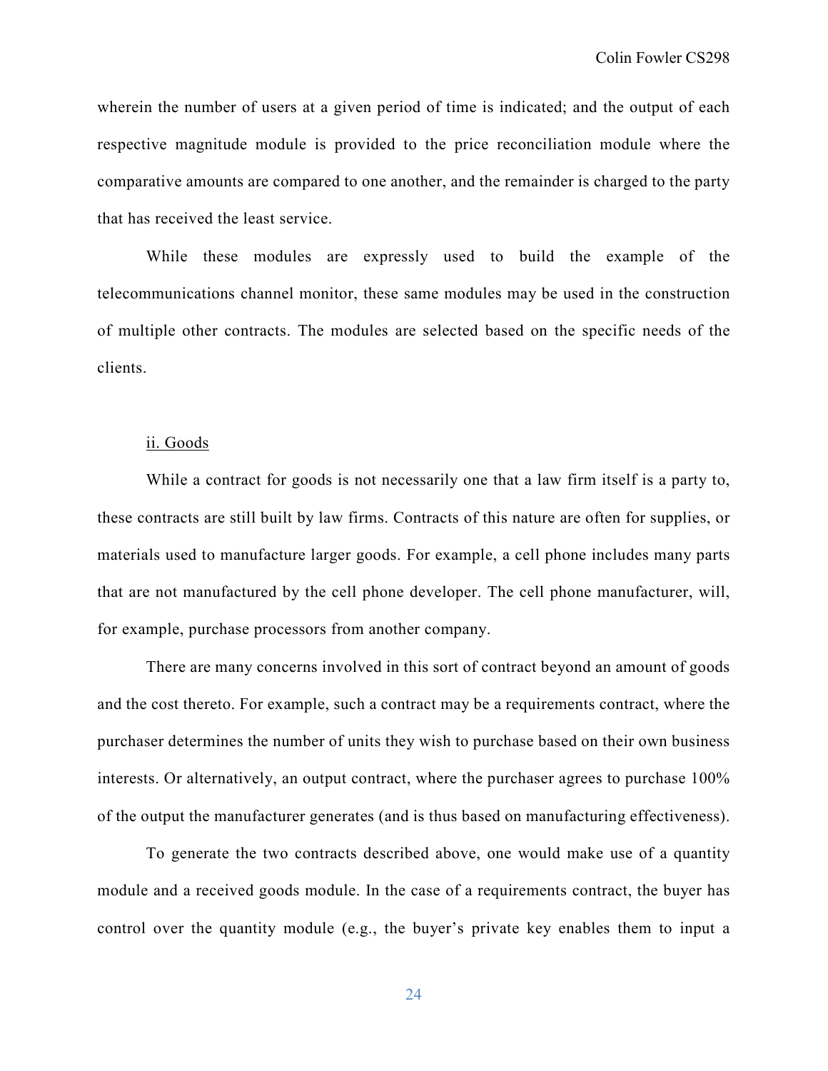wherein the number of users at a given period of time is indicated; and the output of each respective magnitude module is provided to the price reconciliation module where the comparative amounts are compared to one another, and the remainder is charged to the party that has received the least service.

While these modules are expressly used to build the example of the telecommunications channel monitor, these same modules may be used in the construction of multiple other contracts. The modules are selected based on the specific needs of the clients.

<u>ii. Goods</u>

While a contract for goods is not necessarily one that a law firm itself is a party to, these contracts are still built by law firms. Contracts of this nature are often for supplies, or materials used to manufacture larger goods. For example, a cell phone includes many parts that are not manufactured by the cell phone developer. The cell phone manufacturer, will, for example, purchase processors from another company.

There are many concerns involved in this sort of contract beyond an amount of goods and the cost thereto. For example, such a contract may be a requirements contract, where the purchaser determines the number of units they wish to purchase based on their own business interests. Or alternatively, an output contract, where the purchaser agrees to purchase 100% of the output the manufacturer generates (and is thus based on manufacturing effectiveness).

To generate the two contracts described above, one would make use of a quantity module and a received goods module. In the case of a requirements contract, the buyer has control over the quantity module (e.g., the buyer's private key enables them to input a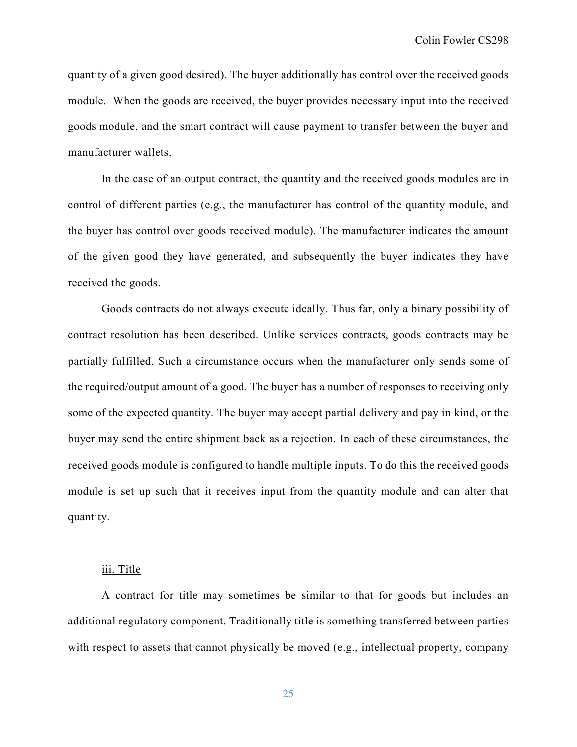quantity of a given good desired). The buyer additionally has control over the received goods module. When the goods are received, the buyer provides necessary input into the received goods module, and the smart contract will cause payment to transfer between the buyer and manufacturer wallets.

In the case of an output contract, the quantity and the received goods modules are in control of different parties (e.g., the manufacturer has control of the quantity module, and the buyer has control over goods received module). The manufacturer indicates the amount of the given good they have generated, and subsequently the buyer indicates they have received the goods.

Goods contracts do not always execute ideally. Thus far, only a binary possibility of contract resolution has been described. Unlike services contracts, goods contracts may be partially fulfilled. Such a circumstance occurs when the manufacturer only sends some of the required/output amount of a good. The buyer has a number of responses to receiving only some of the expected quantity. The buyer may accept partial delivery and pay in kind, or the buyer may send the entire shipment back as a rejection. In each of these circumstances, the received goods module is configured to handle multiple inputs. To do this the received goods module is set up such that it receives input from the quantity module and can alter that quantity.

#### iii. Title

A contract for title may sometimes be similar to that for goods but includes an additional regulatory component. Traditionally title is something transferred between parties with respect to assets that cannot physically be moved (e.g., intellectual property, company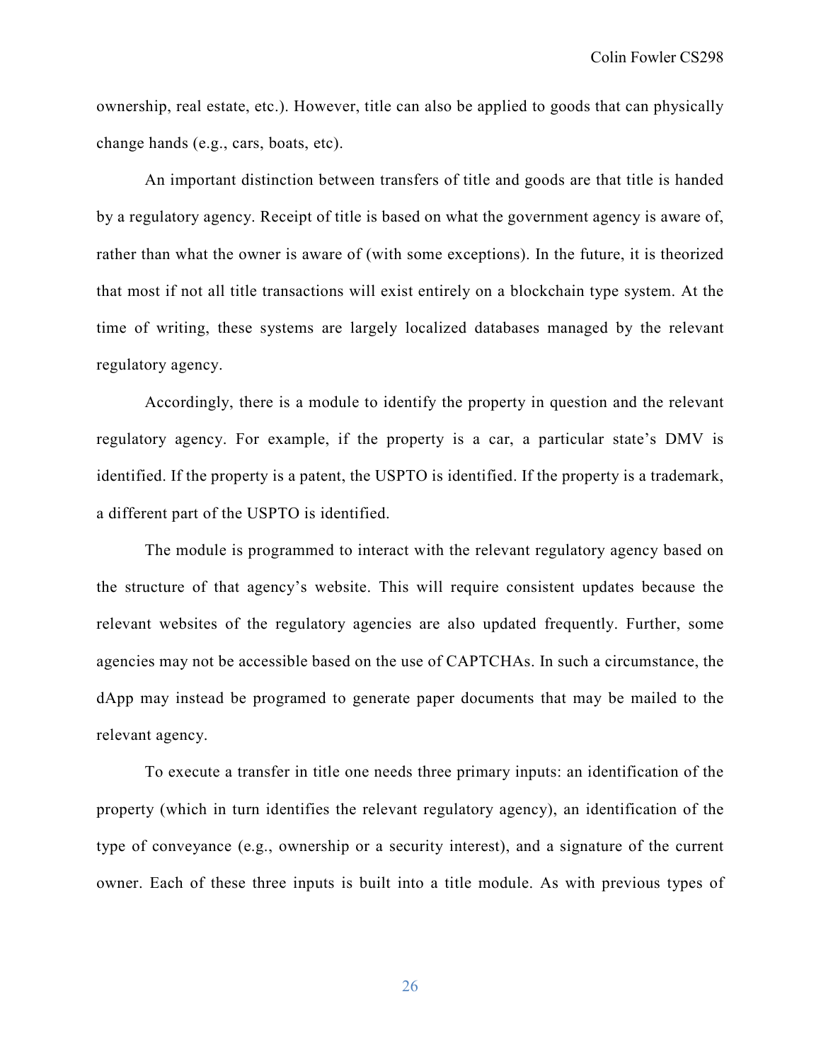ownership, real estate, etc.). However, title can also be applied to goods that can physically change hands (e.g., cars, boats, etc).

An important distinction between transfers of title and goods are that title is handed by a regulatory agency. Receipt of title is based on what the government agency is aware of, rather than what the owner is aware of (with some exceptions). In the future, it is theorized that most if not all title transactions will exist entirely on a blockchain type system. At the time of writing, these systems are largely localized databases managed by the relevant regulatory agency.

Accordingly, there is a module to identify the property in question and the relevant regulatory agency. For example, if the property is a car, a particular state's DMV is identified. If the property is a patent, the USPTO is identified. If the property is a trademark, a different part of the USPTO is identified.

The module is programmed to interact with the relevant regulatory agency based on the structure of that agency's website. This will require consistent updates because the relevant websites of the regulatory agencies are also updated frequently. Further, some agencies may not be accessible based on the use of CAPTCHAs. In such a circumstance, the dApp may instead be programed to generate paper documents that may be mailed to the relevant agency.

To execute a transfer in title one needs three primary inputs: an identification of the property (which in turn identifies the relevant regulatory agency), an identification of the type of conveyance (e.g., ownership or a security interest), and a signature of the current owner. Each of these three inputs is built into a title module. As with previous types of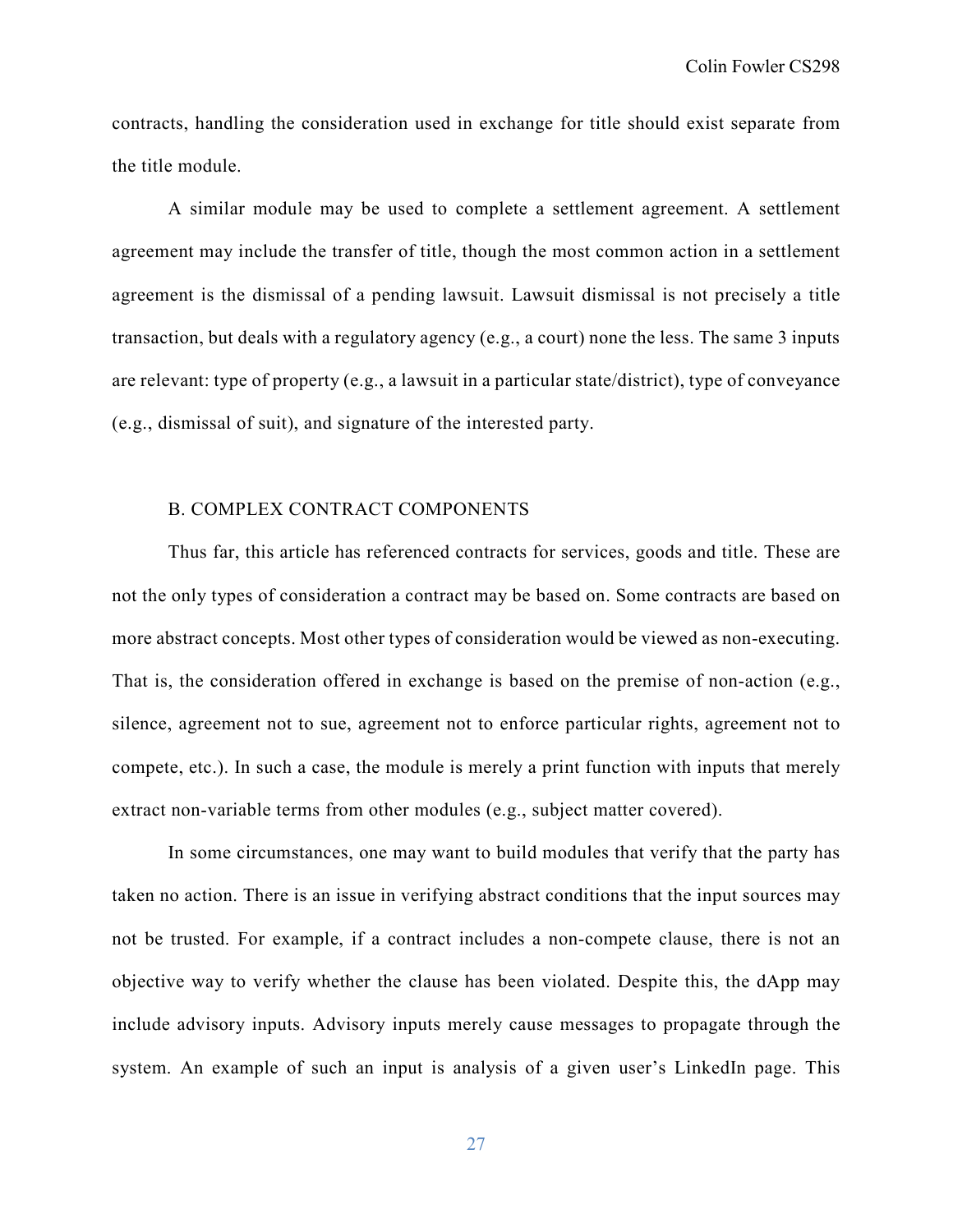contracts, handling the consideration used in exchange for title should exist separate from the title module.

A similar module may be used to complete a settlement agreement. A settlement agreement may include the transfer of title, though the most common action in a settlement agreement is the dismissal of a pending lawsuit. Lawsuit dismissal is not precisely a title transaction, but deals with a regulatory agency (e.g., a court) none the less. The same 3 inputs are relevant: type of property (e.g., a lawsuit in a particular state/district), type of conveyance (e.g., dismissal of suit), and signature of the interested party.

### B. COMPLEX CONTRACT COMPONENTS

Thus far, this article has referenced contracts for services, goods and title. These are not the only types of consideration a contract may be based on. Some contracts are based on more abstract concepts. Most other types of consideration would be viewed as non-executing. That is, the consideration offered in exchange is based on the premise of non-action (e.g., silence, agreement not to sue, agreement not to enforce particular rights, agreement not to compete, etc.). In such a case, the module is merely a print function with inputs that merely extract non-variable terms from other modules (e.g., subject matter covered).

In some circumstances, one may want to build modules that verify that the party has taken no action. There is an issue in verifying abstract conditions that the input sources may not be trusted. For example, if a contract includes a non-compete clause, there is not an objective way to verify whether the clause has been violated. Despite this, the dApp may include advisory inputs. Advisory inputs merely cause messages to propagate through the system. An example of such an input is analysis of a given user's LinkedIn page. This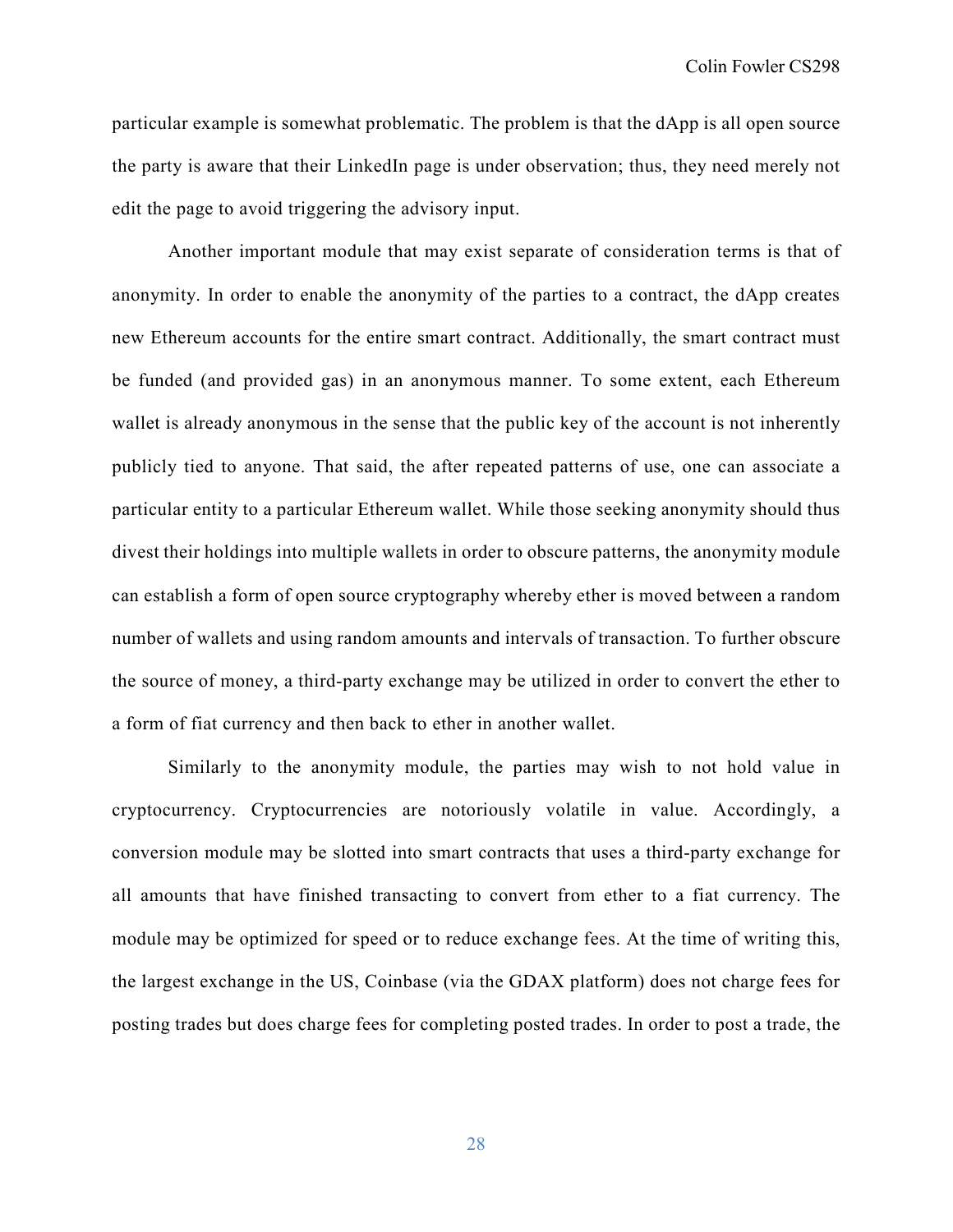particular example is somewhat problematic. The problem is that the dApp is all open source the party is aware that their LinkedIn page is under observation; thus, they need merely not edit the page to avoid triggering the advisory input.

Another important module that may exist separate of consideration terms is that of anonymity. In order to enable the anonymity of the parties to a contract, the dApp creates new Ethereum accounts for the entire smart contract. Additionally, the smart contract must be funded (and provided gas) in an anonymous manner. To some extent, each Ethereum wallet is already anonymous in the sense that the public key of the account is not inherently publicly tied to anyone. That said, the after repeated patterns of use, one can associate a particular entity to a particular Ethereum wallet. While those seeking anonymity should thus divest their holdings into multiple wallets in order to obscure patterns, the anonymity module can establish a form of open source cryptography whereby ether is moved between a random number of wallets and using random amounts and intervals of transaction. To further obscure the source of money, a third-party exchange may be utilized in order to convert the ether to a form of fiat currency and then back to ether in another wallet.

Similarly to the anonymity module, the parties may wish to not hold value in cryptocurrency. Cryptocurrencies are notoriously volatile in value. Accordingly, a conversion module may be slotted into smart contracts that uses a third-party exchange for all amounts that have finished transacting to convert from ether to a fiat currency. The module may be optimized for speed or to reduce exchange fees. At the time of writing this, the largest exchange in the US, Coinbase (via the GDAX platform) does not charge fees for posting trades but does charge fees for completing posted trades. In order to post a trade, the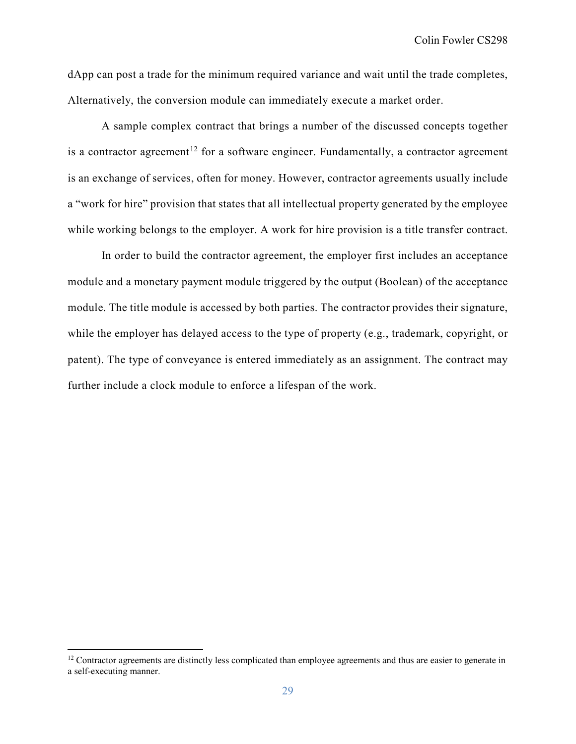dApp can post a trade for the minimum required variance and wait until the trade completes, Alternatively, the conversion module can immediately execute a market order.

A sample complex contract that brings a number of the discussed concepts together is a contractor agreement[12] for a software engineer. Fundamentally, a contractor agreement is an exchange of services, often for money. However, contractor agreements usually include a "work for hire" provision that states that all intellectual property generated by the employee while working belongs to the employer. A work for hire provision is a title transfer contract.

In order to build the contractor agreement, the employer first includes an acceptance module and a monetary payment module triggered by the output (Boolean) of the acceptance module. The title module is accessed by both parties. The contractor provides their signature, while the employer has delayed access to the type of property (e.g., trademark, copyright, or patent). The type of conveyance is entered immediately as an assignment. The contract may further include a clock module to enforce a lifespan of the work.

[12] Contractor agreements are distinctly less complicated than employee agreements and thus are easier to generate in a self-executing manner.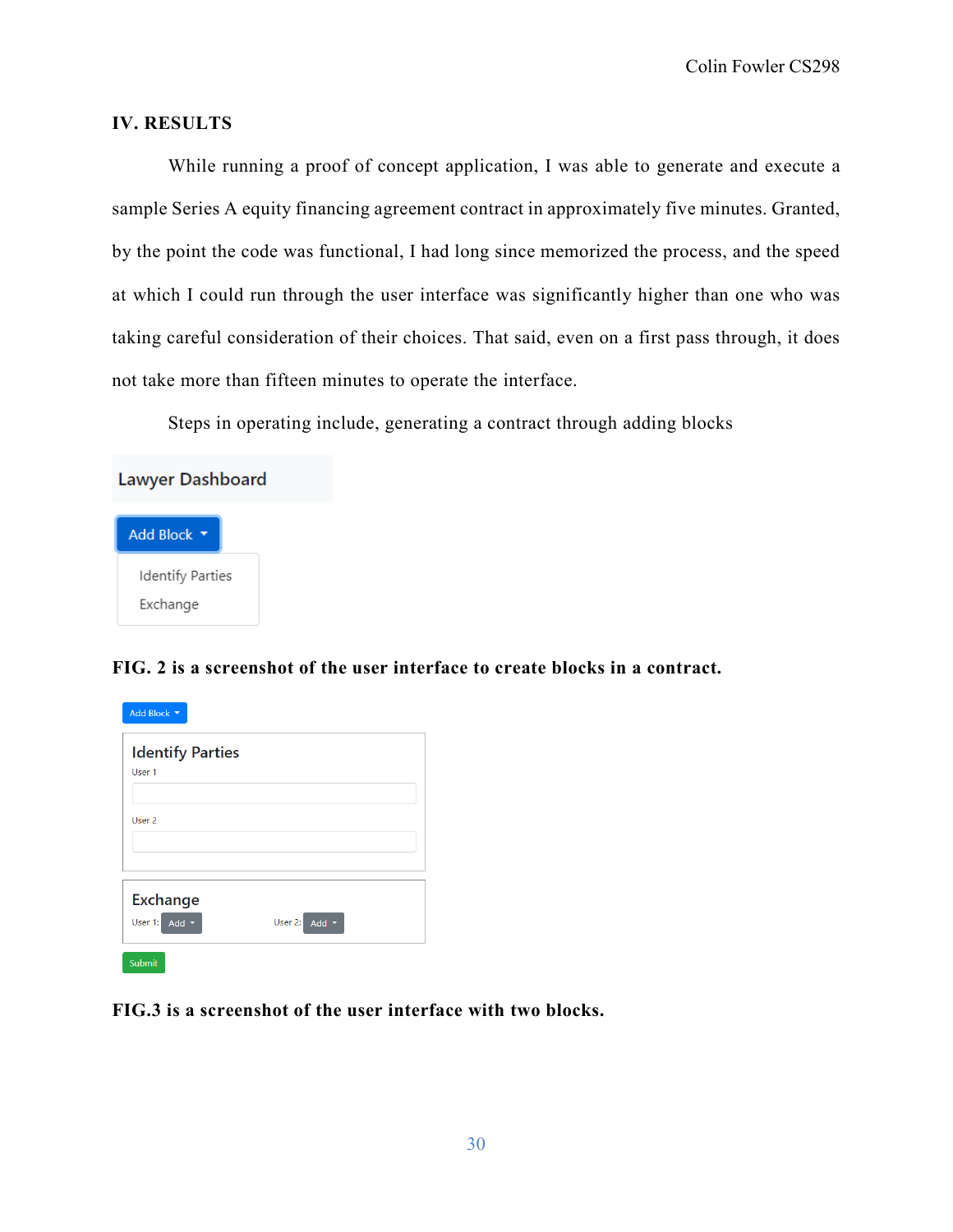## IV. RESULTS

While running a proof of concept application, I was able to generate and execute a sample Series A equity financing agreement contract in approximately five minutes. Granted, by the point the code was functional, I had long since memorized the process, and the speed at which I could run through the user interface was significantly higher than one who was taking careful consideration of their choices. That said, even on a first pass through, it does not take more than fifteen minutes to operate the interface.

Steps in operating include, generating a contract through adding blocks

**FIG. 2 is a screenshot of the user interface to create blocks in a contract.**

**FIG.3 is a screenshot of the user interface with two blocks.**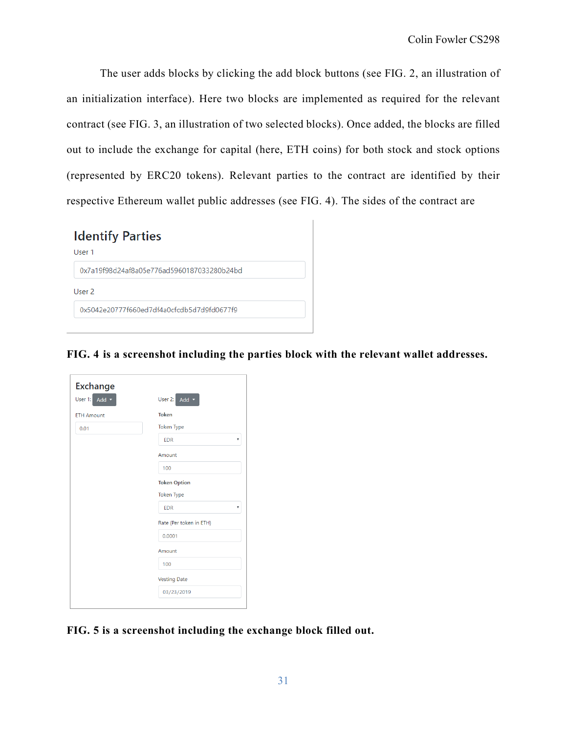The user adds blocks by clicking the add block buttons (see FIG. 2, an illustration of an initialization interface). Here two blocks are implemented as required for the relevant contract (see FIG. 3, an illustration of two selected blocks). Once added, the blocks are filled out to include the exchange for capital (here, ETH coins) for both stock and stock options (represented by ERC20 tokens). Relevant parties to the contract are identified by their respective Ethereum wallet public addresses (see FIG. 4). The sides of the contract are

Identify Parties

User 1

0x7a19f98d24af8a05e776ad5960187033280b24bd

User 2

0x5042e20777f660ed7df4a0cfcdb5d7d9fd0677f9

**FIG. 4 is a screenshot including the parties block with the relevant wallet addresses.**

Exchange

User 1: Add

ETH Amount

0.01

User 2: Add

Token

Token Type

EDR

Amount

100

Token Option

Token Type

EDR

Rate (Per token in ETH)

0.0001

Amount

100

Vesting Date

03/23/2019

**FIG. 5 is a screenshot including the exchange block filled out.**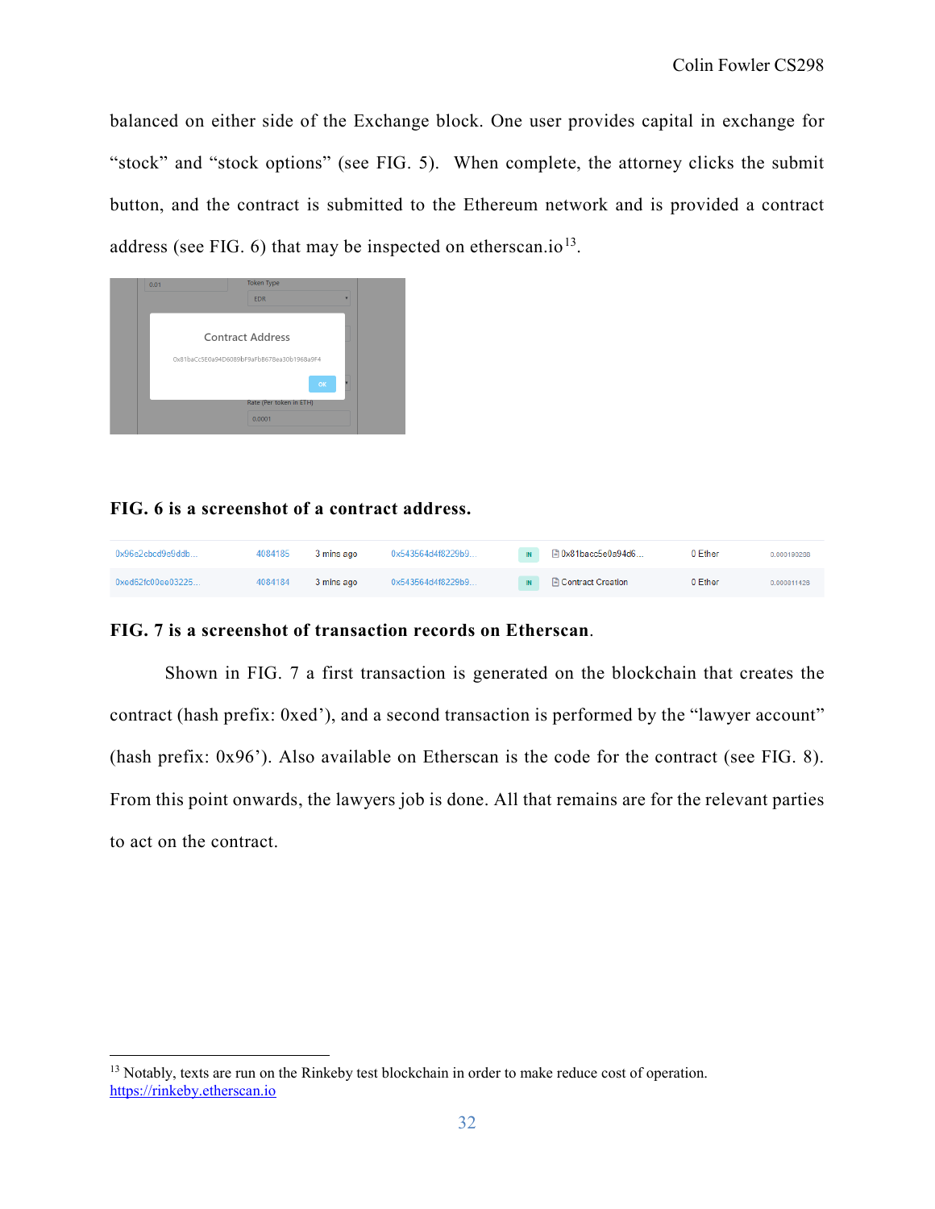balanced on either side of the Exchange block. One user provides capital in exchange for "stock" and "stock options" (see FIG. 5). When complete, the attorney clicks the submit button, and the contract is submitted to the Ethereum network and is provided a contract address (see FIG. 6) that may be inspected on etherscan.io[13].

**FIG. 6 is a screenshot of a contract address.**

| | | | | | | | |
|---|---|---|---|---|---|---|---|
| 0x96e2cbcd9e9ddb... | 4084185 | 3 mins ago | 0x543564d4f8229b9... | IN | 0x81bacc5e0a94d6... | 0 Ether | 0.000190298 |
| 0xed62fc00ee03225... | 4084184 | 3 mins ago | 0x543564d4f8229b9... | IN | Contract Creation | 0 Ether | 0.000811428 |

**FIG. 7 is a screenshot of transaction records on Etherscan**.

Shown in FIG. 7 a first transaction is generated on the blockchain that creates the contract (hash prefix: 0xed'), and a second transaction is performed by the "lawyer account" (hash prefix: 0x96'). Also available on Etherscan is the code for the contract (see FIG. 8). From this point onwards, the lawyers job is done. All that remains are for the relevant parties to act on the contract.

---

[13] Notably, texts are run on the Rinkeby test blockchain in order to make reduce cost of operation. https://rinkeby.etherscan.io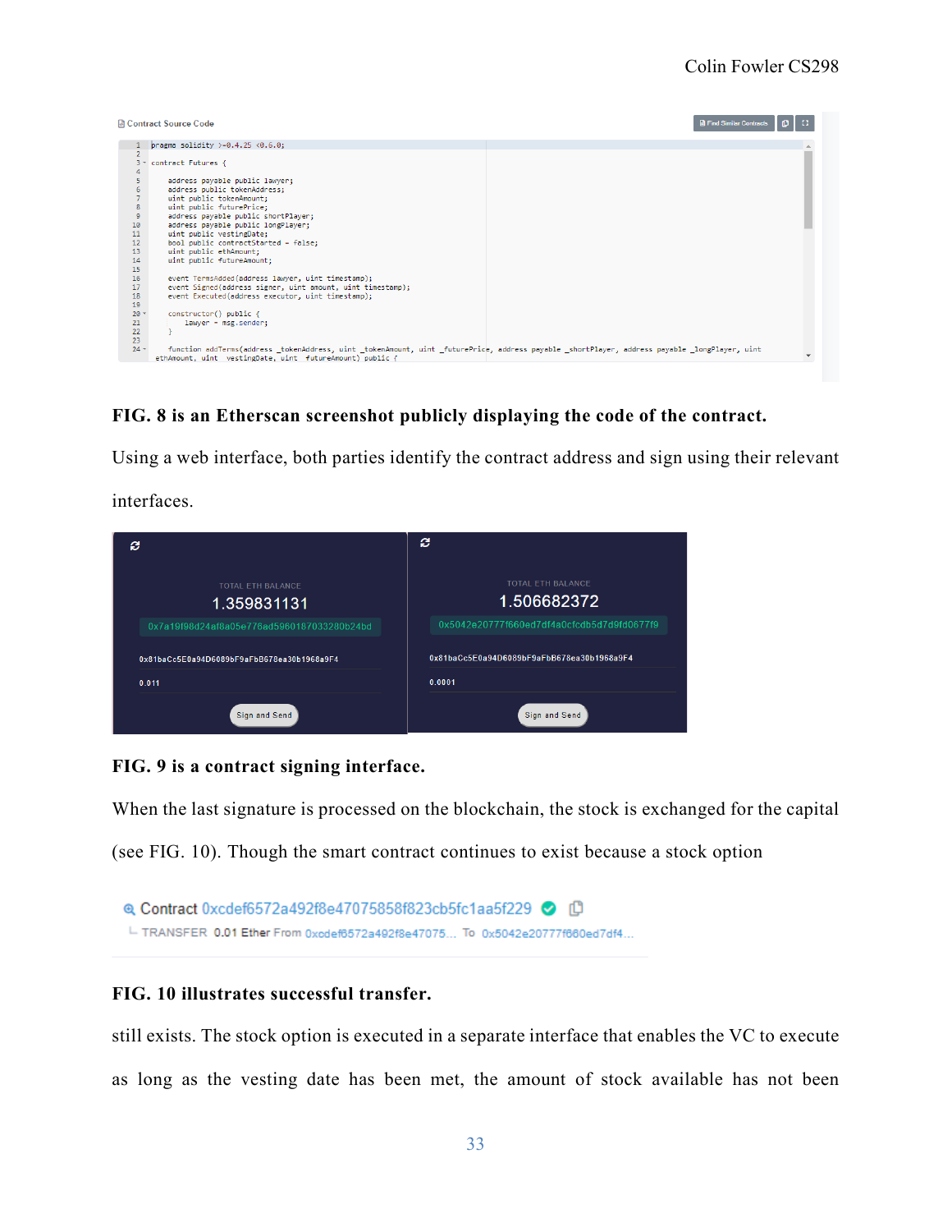Contract Source Code

```
pragma solidity >=0.4.25 <0.6.0;

contract Futures {

    address payable public lawyer;
    address public tokenAddress;
    uint public tokenAmount;
    uint public futurePrice;
    address payable public shortPlayer;
    address payable public longPlayer;
    uint public vestingDate;
    bool public contractStarted = false;
    uint public ethAmount;
    uint public futureAmount;

    event TermsAdded(address lawyer, uint timestamp);
    event Signed(address signer, uint amount, uint timestamp);
    event Executed(address executor, uint timestamp);

    constructor() public {
        lawyer = msg.sender;
    }

    function addTerms(address _tokenAddress, uint _tokenAmount, uint _futurePrice, address payable _shortPlayer, address payable _longPlayer, uint
ethAmount, uint  vestingDate, uint  futureAmount) public {
```

**FIG. 8 is an Etherscan screenshot publicly displaying the code of the contract.**

Using a web interface, both parties identify the contract address and sign using their relevant interfaces.

TOTAL ETH BALANCE
1.359831131
0x7a19f98d24af8a05e776ad5960187033280b24bd
0x81baCc5E0a94D6089bF9aFbB678ea30b1968a9F4
0.011
Sign and Send

TOTAL ETH BALANCE
1.506682372
0x5042e20777f660ed7df4a0cfcdb5d7d9fd0677f9
0x81baCc5E0a94D6089bF9aFbB678ea30b1968a9F4
0.0001
Sign and Send

**FIG. 9 is a contract signing interface.**

When the last signature is processed on the blockchain, the stock is exchanged for the capital (see FIG. 10). Though the smart contract continues to exist because a stock option

Contract 0xcdef6572a492f8e47075858f823cb5fc1aa5f229
└ TRANSFER 0.01 Ether From 0xcdef6572a492f8e47075... To 0x5042e20777f660ed7df4...

**FIG. 10 illustrates successful transfer.**

still exists. The stock option is executed in a separate interface that enables the VC to execute as long as the vesting date has been met, the amount of stock available has not been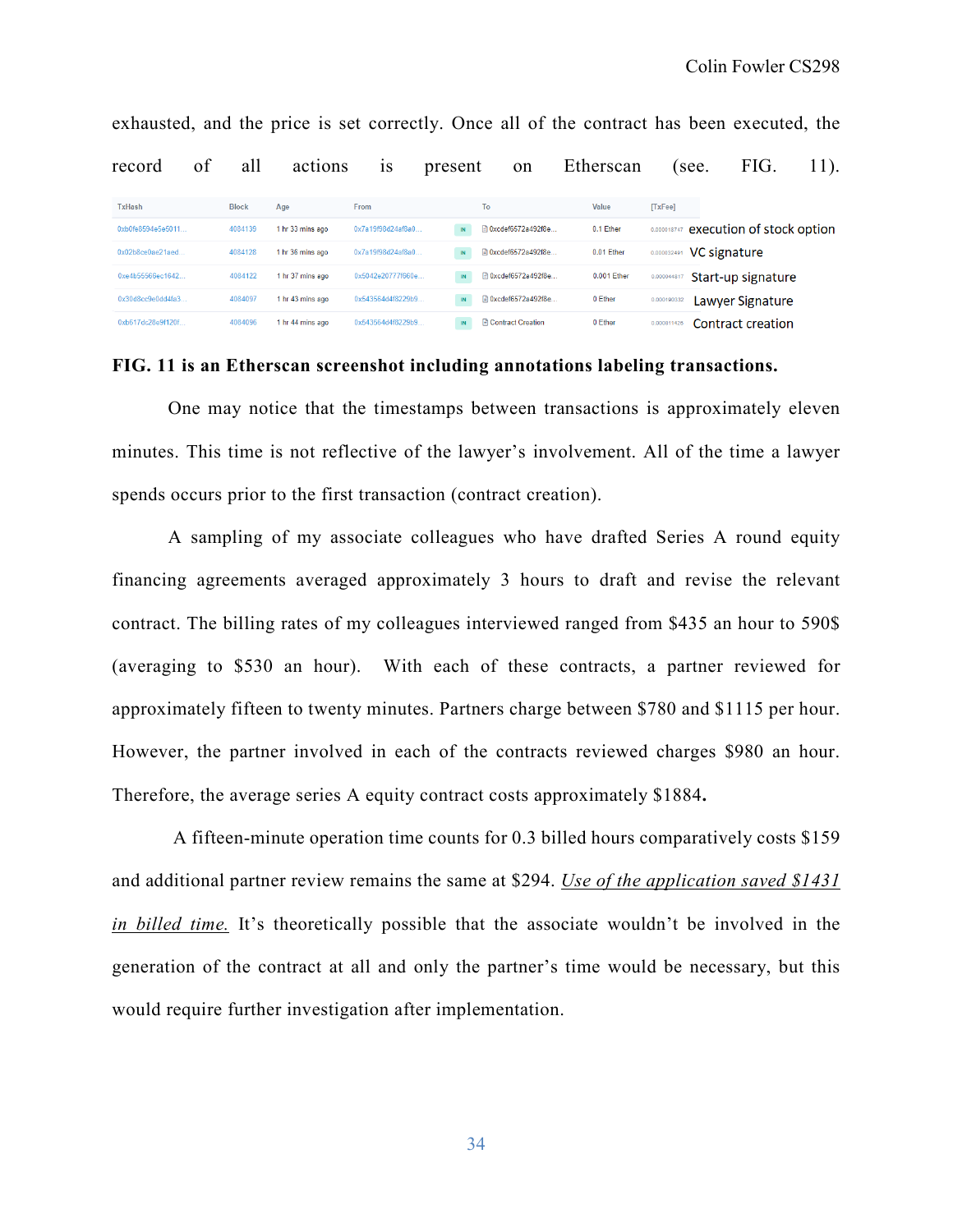exhausted, and the price is set correctly. Once all of the contract has been executed, the record of all actions is present on Etherscan (see. FIG. 11).

| TxHash | Block | Age | From | | To | Value | [TxFee] | |
|---|---|---|---|---|---|---|---|---|
| 0xb0fe8594e5e5011... | 4084139 | 1 hr 33 mins ago | 0x7a19f98d24af8a0... | IN | 0xcdef6572a492f8e... | 0.1 Ether | 0.000018747 | execution of stock option |
| 0x02b8ce0ae21aed... | 4084128 | 1 hr 36 mins ago | 0x7a19f98d24af8a0... | IN | 0xcdef6572a492f8e... | 0.01 Ether | 0.000032491 | VC signature |
| 0xe4b55566ec1642... | 4084122 | 1 hr 37 mins ago | 0x5042e20777f660e... | IN | 0xcdef6572a492f8e... | 0.001 Ether | 0.000044817 | Start-up signature |
| 0x30d8cc9e0dd4fa3... | 4084097 | 1 hr 43 mins ago | 0x543564d4f8229b9... | IN | 0xcdef6572a492f8e... | 0 Ether | 0.000190332 | Lawyer Signature |
| 0xb617dc28e9f120f... | 4084096 | 1 hr 44 mins ago | 0x543564d4f8229b9... | IN | Contract Creation | 0 Ether | 0.000811426 | Contract creation |

**FIG. 11 is an Etherscan screenshot including annotations labeling transactions.**

One may notice that the timestamps between transactions is approximately eleven minutes. This time is not reflective of the lawyer's involvement. All of the time a lawyer spends occurs prior to the first transaction (contract creation).

A sampling of my associate colleagues who have drafted Series A round equity financing agreements averaged approximately 3 hours to draft and revise the relevant contract. The billing rates of my colleagues interviewed ranged from $435 an hour to 590$ (averaging to $530 an hour). With each of these contracts, a partner reviewed for approximately fifteen to twenty minutes. Partners charge between $780 and $1115 per hour. However, the partner involved in each of the contracts reviewed charges $980 an hour. Therefore, the average series A equity contract costs approximately $1884**.**

A fifteen-minute operation time counts for 0.3 billed hours comparatively costs $159 and additional partner review remains the same at $294. _Use of the application saved $1431 in billed time._ It's theoretically possible that the associate wouldn't be involved in the generation of the contract at all and only the partner's time would be necessary, but this would require further investigation after implementation.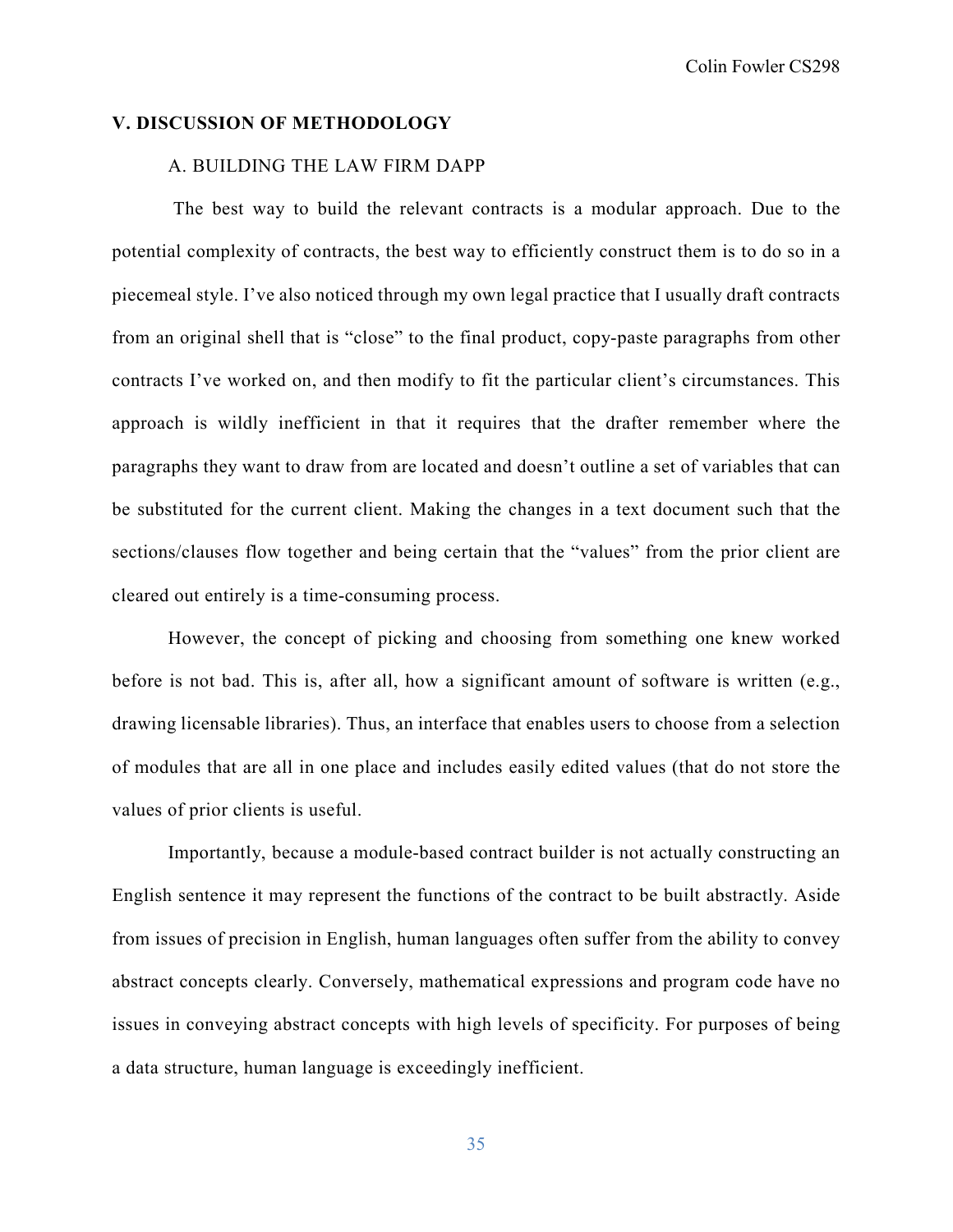## V. DISCUSSION OF METHODOLOGY

### A. BUILDING THE LAW FIRM DAPP

The best way to build the relevant contracts is a modular approach. Due to the potential complexity of contracts, the best way to efficiently construct them is to do so in a piecemeal style. I've also noticed through my own legal practice that I usually draft contracts from an original shell that is "close" to the final product, copy-paste paragraphs from other contracts I've worked on, and then modify to fit the particular client's circumstances. This approach is wildly inefficient in that it requires that the drafter remember where the paragraphs they want to draw from are located and doesn't outline a set of variables that can be substituted for the current client. Making the changes in a text document such that the sections/clauses flow together and being certain that the "values" from the prior client are cleared out entirely is a time-consuming process.

However, the concept of picking and choosing from something one knew worked before is not bad. This is, after all, how a significant amount of software is written (e.g., drawing licensable libraries). Thus, an interface that enables users to choose from a selection of modules that are all in one place and includes easily edited values (that do not store the values of prior clients is useful.

Importantly, because a module-based contract builder is not actually constructing an English sentence it may represent the functions of the contract to be built abstractly. Aside from issues of precision in English, human languages often suffer from the ability to convey abstract concepts clearly. Conversely, mathematical expressions and program code have no issues in conveying abstract concepts with high levels of specificity. For purposes of being a data structure, human language is exceedingly inefficient.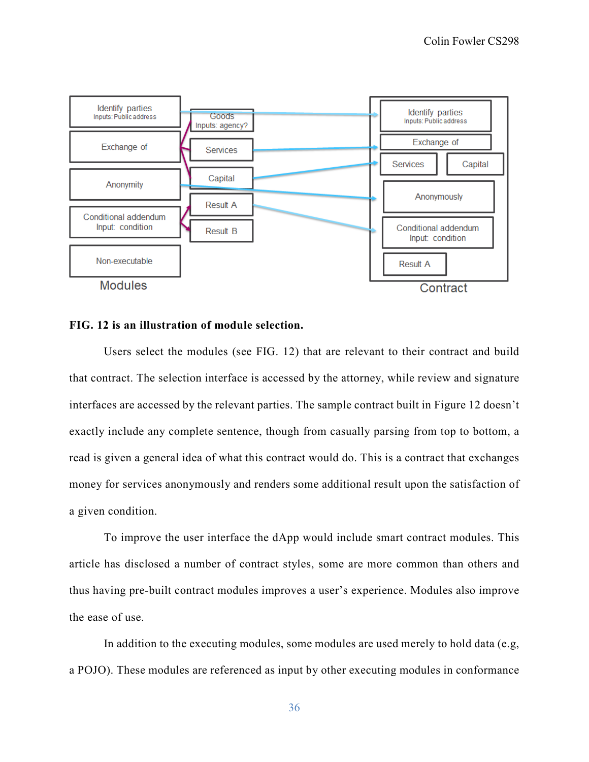**FIG. 12 is an illustration of module selection.**

Users select the modules (see FIG. 12) that are relevant to their contract and build that contract. The selection interface is accessed by the attorney, while review and signature interfaces are accessed by the relevant parties. The sample contract built in Figure 12 doesn't exactly include any complete sentence, though from casually parsing from top to bottom, a read is given a general idea of what this contract would do. This is a contract that exchanges money for services anonymously and renders some additional result upon the satisfaction of a given condition.

To improve the user interface the dApp would include smart contract modules. This article has disclosed a number of contract styles, some are more common than others and thus having pre-built contract modules improves a user's experience. Modules also improve the ease of use.

In addition to the executing modules, some modules are used merely to hold data (e.g, a POJO). These modules are referenced as input by other executing modules in conformance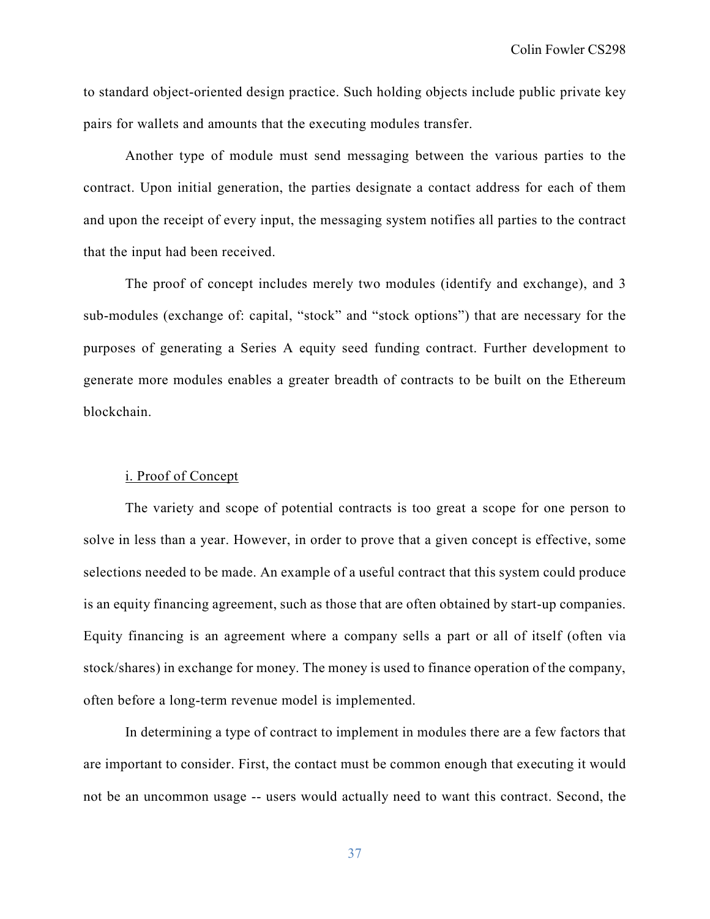to standard object-oriented design practice. Such holding objects include public private key pairs for wallets and amounts that the executing modules transfer.

Another type of module must send messaging between the various parties to the contract. Upon initial generation, the parties designate a contact address for each of them and upon the receipt of every input, the messaging system notifies all parties to the contract that the input had been received.

The proof of concept includes merely two modules (identify and exchange), and 3 sub-modules (exchange of: capital, "stock" and "stock options") that are necessary for the purposes of generating a Series A equity seed funding contract. Further development to generate more modules enables a greater breadth of contracts to be built on the Ethereum blockchain.

### i. Proof of Concept

The variety and scope of potential contracts is too great a scope for one person to solve in less than a year. However, in order to prove that a given concept is effective, some selections needed to be made. An example of a useful contract that this system could produce is an equity financing agreement, such as those that are often obtained by start-up companies. Equity financing is an agreement where a company sells a part or all of itself (often via stock/shares) in exchange for money. The money is used to finance operation of the company, often before a long-term revenue model is implemented.

In determining a type of contract to implement in modules there are a few factors that are important to consider. First, the contact must be common enough that executing it would not be an uncommon usage -- users would actually need to want this contract. Second, the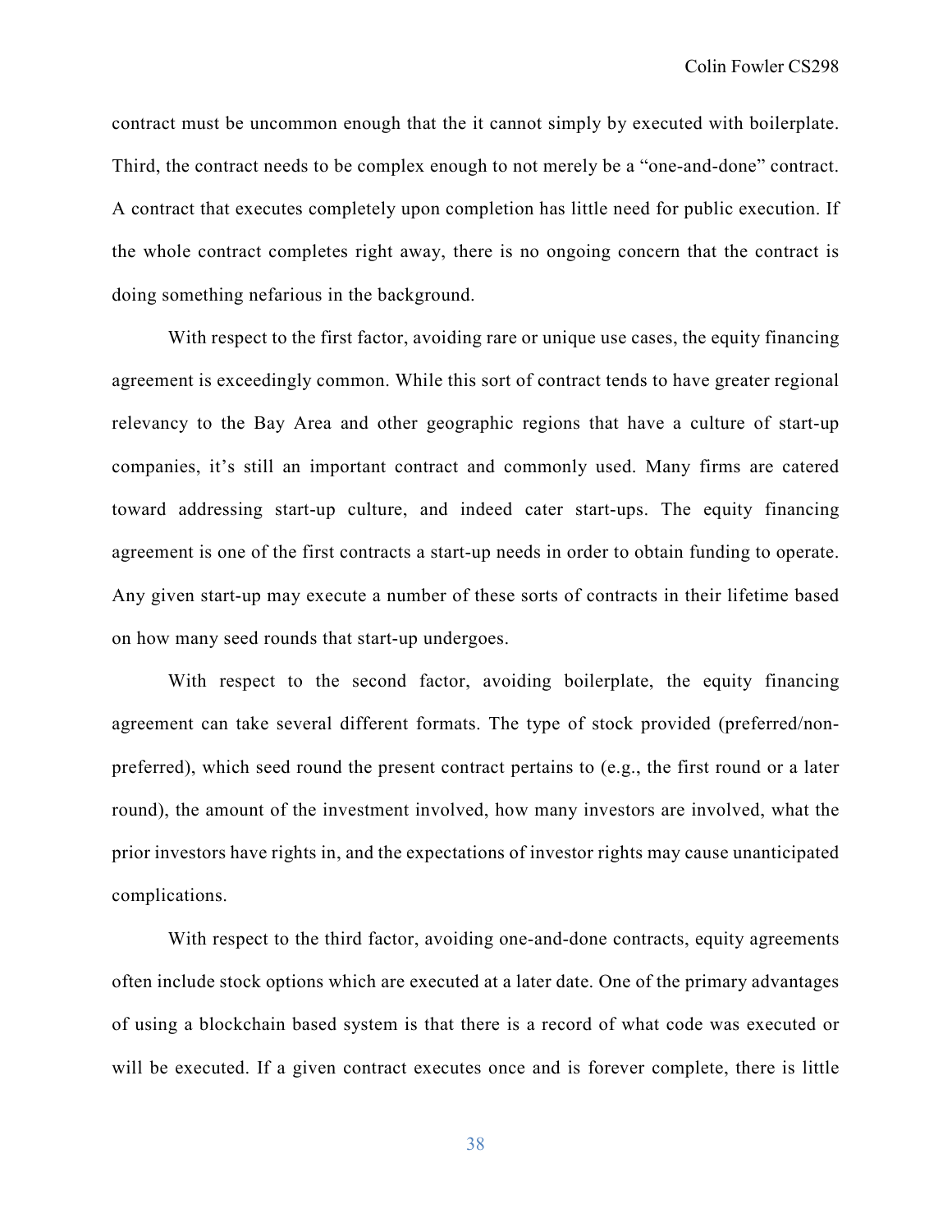contract must be uncommon enough that the it cannot simply by executed with boilerplate. Third, the contract needs to be complex enough to not merely be a "one-and-done" contract. A contract that executes completely upon completion has little need for public execution. If the whole contract completes right away, there is no ongoing concern that the contract is doing something nefarious in the background.

With respect to the first factor, avoiding rare or unique use cases, the equity financing agreement is exceedingly common. While this sort of contract tends to have greater regional relevancy to the Bay Area and other geographic regions that have a culture of start-up companies, it's still an important contract and commonly used. Many firms are catered toward addressing start-up culture, and indeed cater start-ups. The equity financing agreement is one of the first contracts a start-up needs in order to obtain funding to operate. Any given start-up may execute a number of these sorts of contracts in their lifetime based on how many seed rounds that start-up undergoes.

With respect to the second factor, avoiding boilerplate, the equity financing agreement can take several different formats. The type of stock provided (preferred/non-preferred), which seed round the present contract pertains to (e.g., the first round or a later round), the amount of the investment involved, how many investors are involved, what the prior investors have rights in, and the expectations of investor rights may cause unanticipated complications.

With respect to the third factor, avoiding one-and-done contracts, equity agreements often include stock options which are executed at a later date. One of the primary advantages of using a blockchain based system is that there is a record of what code was executed or will be executed. If a given contract executes once and is forever complete, there is little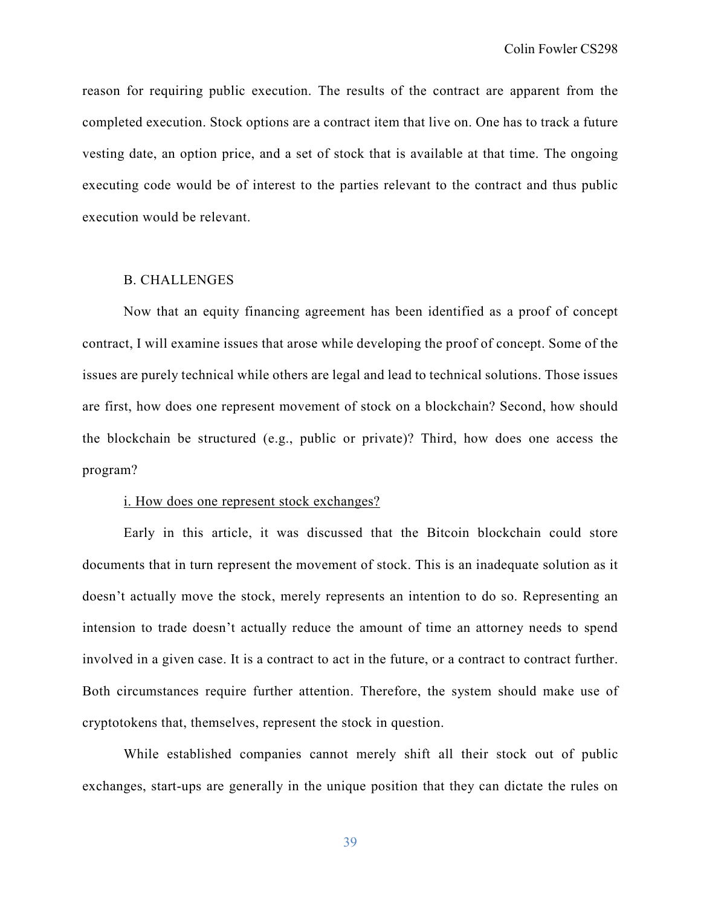reason for requiring public execution. The results of the contract are apparent from the completed execution. Stock options are a contract item that live on. One has to track a future vesting date, an option price, and a set of stock that is available at that time. The ongoing executing code would be of interest to the parties relevant to the contract and thus public execution would be relevant.

## B. CHALLENGES

Now that an equity financing agreement has been identified as a proof of concept contract, I will examine issues that arose while developing the proof of concept. Some of the issues are purely technical while others are legal and lead to technical solutions. Those issues are first, how does one represent movement of stock on a blockchain? Second, how should the blockchain be structured (e.g., public or private)? Third, how does one access the program?

### i. How does one represent stock exchanges?

Early in this article, it was discussed that the Bitcoin blockchain could store documents that in turn represent the movement of stock. This is an inadequate solution as it doesn't actually move the stock, merely represents an intention to do so. Representing an intension to trade doesn't actually reduce the amount of time an attorney needs to spend involved in a given case. It is a contract to act in the future, or a contract to contract further. Both circumstances require further attention. Therefore, the system should make use of cryptotokens that, themselves, represent the stock in question.

While established companies cannot merely shift all their stock out of public exchanges, start-ups are generally in the unique position that they can dictate the rules on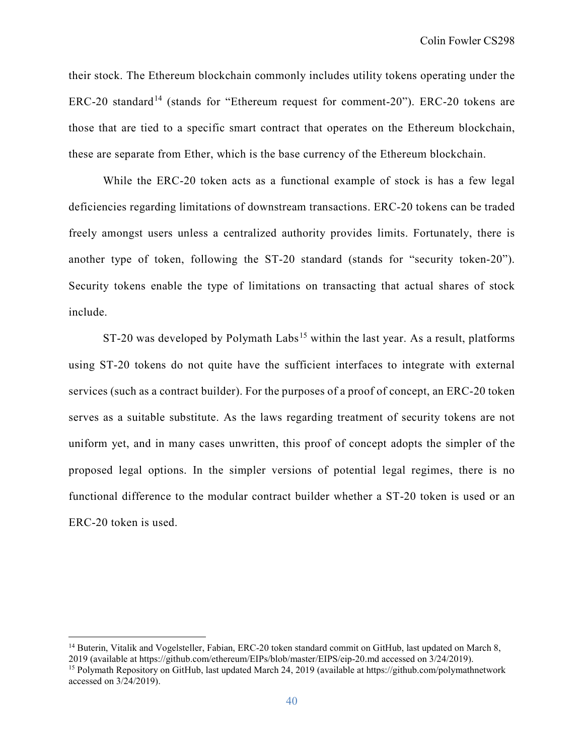their stock. The Ethereum blockchain commonly includes utility tokens operating under the ERC-20 standard[14] (stands for "Ethereum request for comment-20"). ERC-20 tokens are those that are tied to a specific smart contract that operates on the Ethereum blockchain, these are separate from Ether, which is the base currency of the Ethereum blockchain.

While the ERC-20 token acts as a functional example of stock is has a few legal deficiencies regarding limitations of downstream transactions. ERC-20 tokens can be traded freely amongst users unless a centralized authority provides limits. Fortunately, there is another type of token, following the ST-20 standard (stands for "security token-20"). Security tokens enable the type of limitations on transacting that actual shares of stock include.

ST-20 was developed by Polymath Labs[15] within the last year. As a result, platforms using ST-20 tokens do not quite have the sufficient interfaces to integrate with external services (such as a contract builder). For the purposes of a proof of concept, an ERC-20 token serves as a suitable substitute. As the laws regarding treatment of security tokens are not uniform yet, and in many cases unwritten, this proof of concept adopts the simpler of the proposed legal options. In the simpler versions of potential legal regimes, there is no functional difference to the modular contract builder whether a ST-20 token is used or an ERC-20 token is used.

---

[14] Buterin, Vitalik and Vogelsteller, Fabian, ERC-20 token standard commit on GitHub, last updated on March 8, 2019 (available at https://github.com/ethereum/EIPs/blob/master/EIPS/eip-20.md accessed on 3/24/2019).

[15] Polymath Repository on GitHub, last updated March 24, 2019 (available at https://github.com/polymathnetwork accessed on 3/24/2019).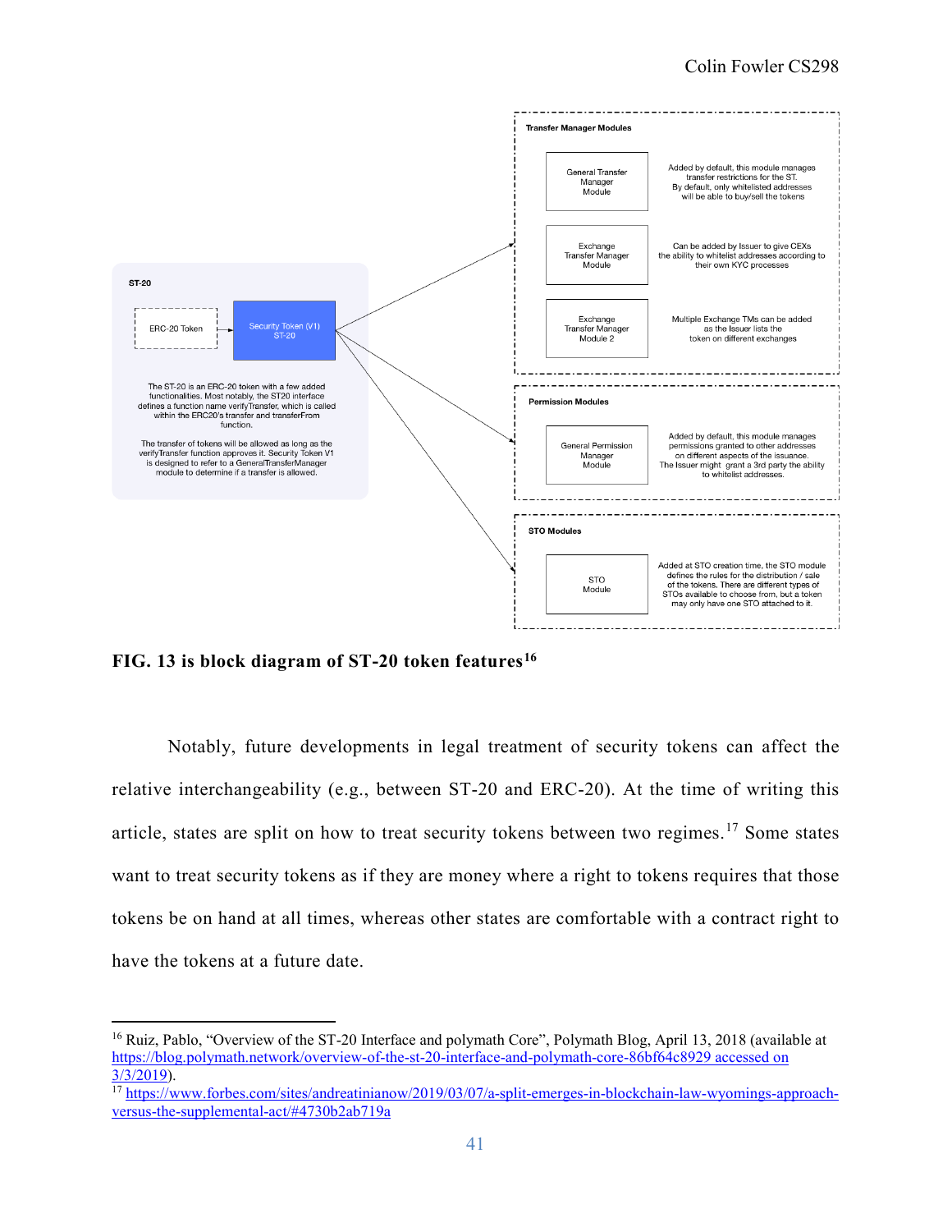ST-20

ERC-20 Token

Security Token (V1) ST-20

The ST-20 is an ERC-20 token with a few added functionalities. Most notably, the ST20 interface defines a function name verifyTransfer, which is called within the ERC20's transfer and transferFrom function.

The transfer of tokens will be allowed as long as the verifyTransfer function approves it. Security Token V1 is designed to refer to a GeneralTransferManager module to determine if a transfer is allowed.

**Transfer Manager Modules**

| Module | Description |
| --- | --- |
| General Transfer Manager Module | Added by default, this module manages transfer restrictions for the ST. By default, only whitelisted addresses will be able to buy/sell the tokens |
| Exchange Transfer Manager Module | Can be added by Issuer to give CEXs the ability to whitelist addresses according to their own KYC processes |
| Exchange Transfer Manager Module 2 | Multiple Exchange TMs can be added as the Issuer lists the token on different exchanges |

**Permission Modules**

| Module | Description |
| --- | --- |
| General Permission Manager Module | Added by default, this module manages permissions granted to other addresses on different aspects of the issuance. The Issuer might grant a 3rd party the ability to whitelist addresses. |

**STO Modules**

| Module | Description |
| --- | --- |
| STO Module | Added at STO creation time, the STO module defines the rules for the distribution / sale of the tokens. There are different types of STOs available to choose from, but a token may only have one STO attached to it. |

**FIG. 13 is block diagram of ST-20 token features**[16]

Notably, future developments in legal treatment of security tokens can affect the relative interchangeability (e.g., between ST-20 and ERC-20). At the time of writing this article, states are split on how to treat security tokens between two regimes.[17] Some states want to treat security tokens as if they are money where a right to tokens requires that those tokens be on hand at all times, whereas other states are comfortable with a contract right to have the tokens at a future date.

---

[16] Ruiz, Pablo, "Overview of the ST-20 Interface and polymath Core", Polymath Blog, April 13, 2018 (available at https://blog.polymath.network/overview-of-the-st-20-interface-and-polymath-core-86bf64c8929 accessed on 3/3/2019).

[17] https://www.forbes.com/sites/andreatinianow/2019/03/07/a-split-emerges-in-blockchain-law-wyomings-approach-versus-the-supplemental-act/#4730b2ab719a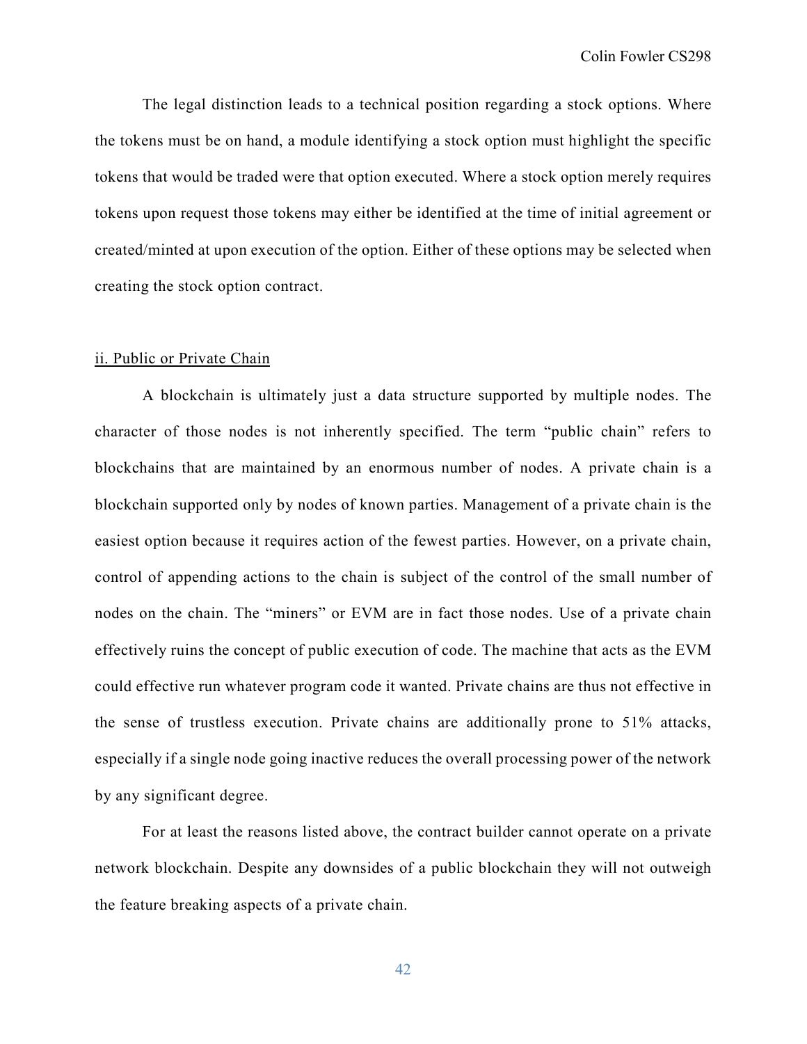The legal distinction leads to a technical position regarding a stock options. Where the tokens must be on hand, a module identifying a stock option must highlight the specific tokens that would be traded were that option executed. Where a stock option merely requires tokens upon request those tokens may either be identified at the time of initial agreement or created/minted at upon execution of the option. Either of these options may be selected when creating the stock option contract.

<u>ii. Public or Private Chain</u>

A blockchain is ultimately just a data structure supported by multiple nodes. The character of those nodes is not inherently specified. The term "public chain" refers to blockchains that are maintained by an enormous number of nodes. A private chain is a blockchain supported only by nodes of known parties. Management of a private chain is the easiest option because it requires action of the fewest parties. However, on a private chain, control of appending actions to the chain is subject of the control of the small number of nodes on the chain. The "miners" or EVM are in fact those nodes. Use of a private chain effectively ruins the concept of public execution of code. The machine that acts as the EVM could effective run whatever program code it wanted. Private chains are thus not effective in the sense of trustless execution. Private chains are additionally prone to 51% attacks, especially if a single node going inactive reduces the overall processing power of the network by any significant degree.

For at least the reasons listed above, the contract builder cannot operate on a private network blockchain. Despite any downsides of a public blockchain they will not outweigh the feature breaking aspects of a private chain.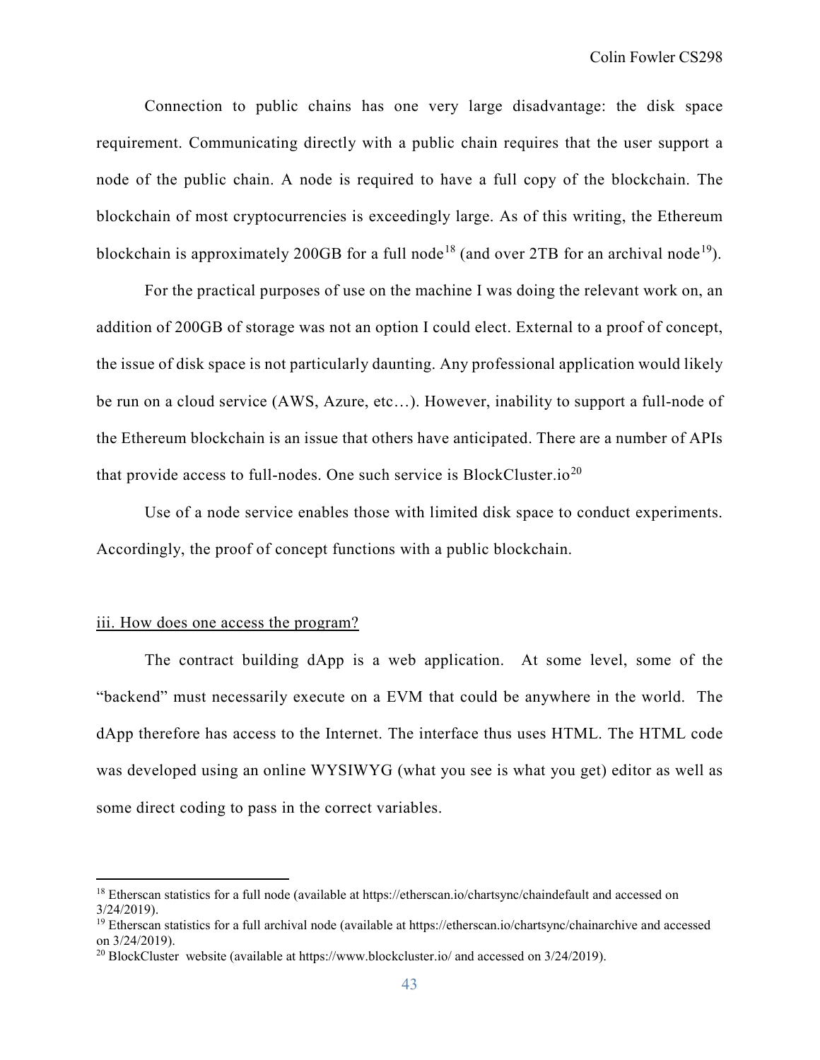Connection to public chains has one very large disadvantage: the disk space requirement. Communicating directly with a public chain requires that the user support a node of the public chain. A node is required to have a full copy of the blockchain. The blockchain of most cryptocurrencies is exceedingly large. As of this writing, the Ethereum blockchain is approximately 200GB for a full node[18] (and over 2TB for an archival node[19]).

For the practical purposes of use on the machine I was doing the relevant work on, an addition of 200GB of storage was not an option I could elect. External to a proof of concept, the issue of disk space is not particularly daunting. Any professional application would likely be run on a cloud service (AWS, Azure, etc…). However, inability to support a full-node of the Ethereum blockchain is an issue that others have anticipated. There are a number of APIs that provide access to full-nodes. One such service is BlockCluster.io[20]

Use of a node service enables those with limited disk space to conduct experiments. Accordingly, the proof of concept functions with a public blockchain.

### iii. How does one access the program?

The contract building dApp is a web application. At some level, some of the "backend" must necessarily execute on a EVM that could be anywhere in the world. The dApp therefore has access to the Internet. The interface thus uses HTML. The HTML code was developed using an online WYSIWYG (what you see is what you get) editor as well as some direct coding to pass in the correct variables.

---

[18] Etherscan statistics for a full node (available at https://etherscan.io/chartsync/chaindefault and accessed on 3/24/2019).

[19] Etherscan statistics for a full archival node (available at https://etherscan.io/chartsync/chainarchive and accessed on 3/24/2019).

[20] BlockCluster website (available at https://www.blockcluster.io/ and accessed on 3/24/2019).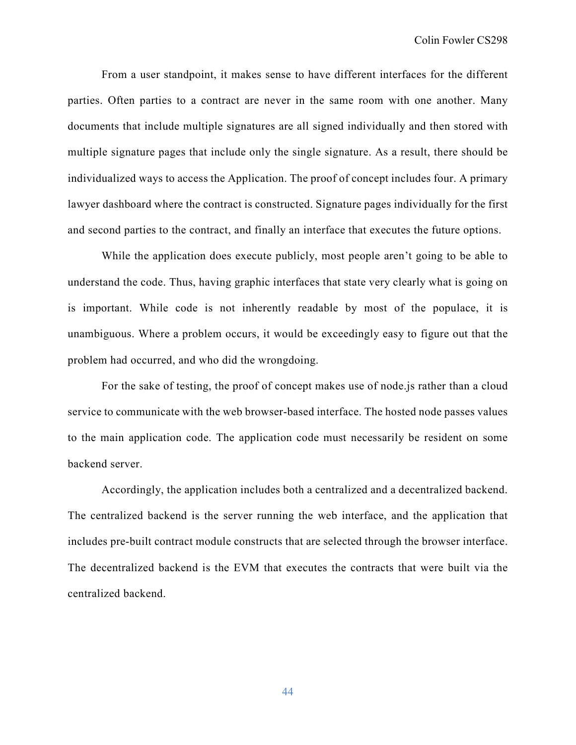From a user standpoint, it makes sense to have different interfaces for the different parties. Often parties to a contract are never in the same room with one another. Many documents that include multiple signatures are all signed individually and then stored with multiple signature pages that include only the single signature. As a result, there should be individualized ways to access the Application. The proof of concept includes four. A primary lawyer dashboard where the contract is constructed. Signature pages individually for the first and second parties to the contract, and finally an interface that executes the future options.

While the application does execute publicly, most people aren't going to be able to understand the code. Thus, having graphic interfaces that state very clearly what is going on is important. While code is not inherently readable by most of the populace, it is unambiguous. Where a problem occurs, it would be exceedingly easy to figure out that the problem had occurred, and who did the wrongdoing.

For the sake of testing, the proof of concept makes use of node.js rather than a cloud service to communicate with the web browser-based interface. The hosted node passes values to the main application code. The application code must necessarily be resident on some backend server.

Accordingly, the application includes both a centralized and a decentralized backend. The centralized backend is the server running the web interface, and the application that includes pre-built contract module constructs that are selected through the browser interface. The decentralized backend is the EVM that executes the contracts that were built via the centralized backend.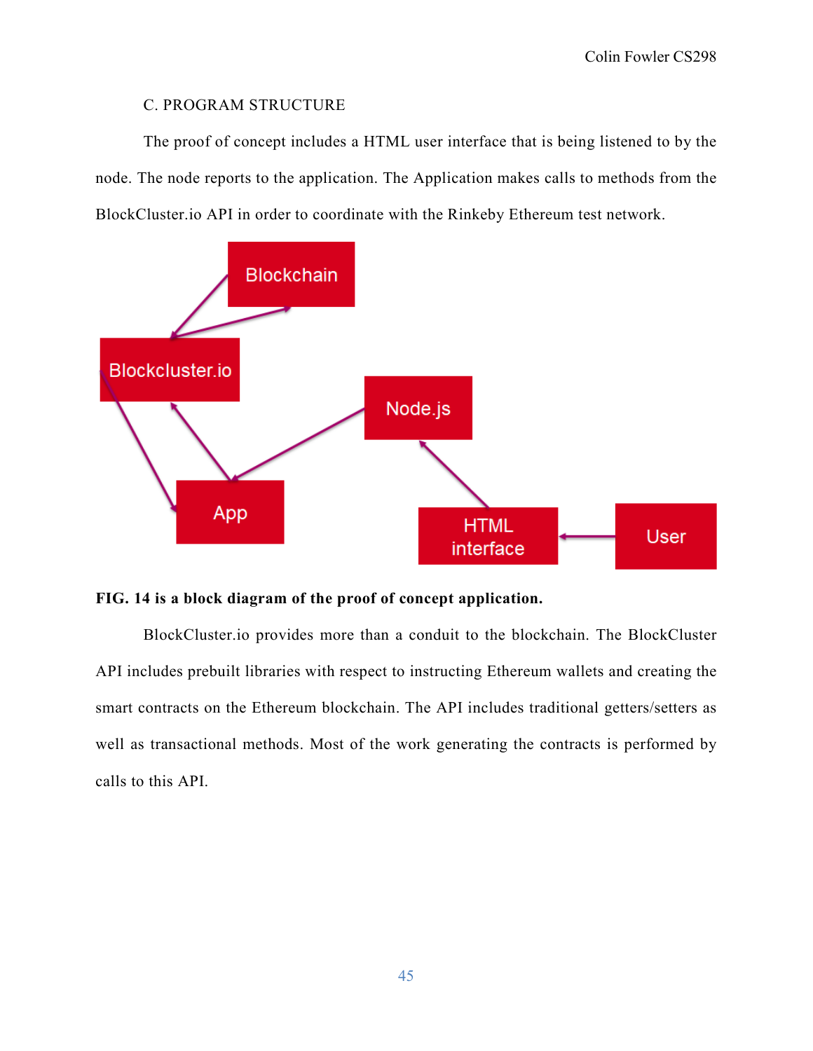C. PROGRAM STRUCTURE

The proof of concept includes a HTML user interface that is being listened to by the node. The node reports to the application. The Application makes calls to methods from the BlockCluster.io API in order to coordinate with the Rinkeby Ethereum test network.

**FIG. 14 is a block diagram of the proof of concept application.**

BlockCluster.io provides more than a conduit to the blockchain. The BlockCluster API includes prebuilt libraries with respect to instructing Ethereum wallets and creating the smart contracts on the Ethereum blockchain. The API includes traditional getters/setters as well as transactional methods. Most of the work generating the contracts is performed by calls to this API.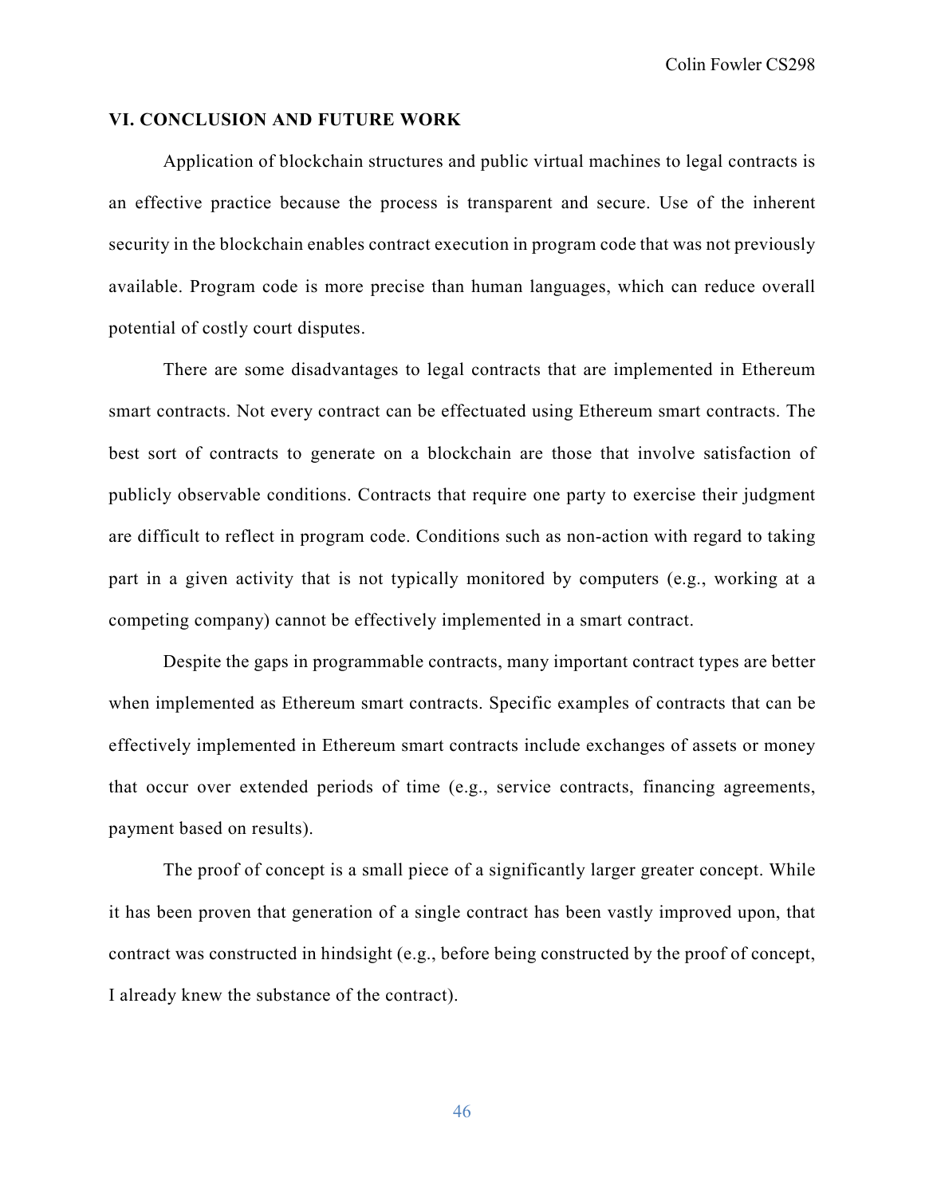## VI. CONCLUSION AND FUTURE WORK

Application of blockchain structures and public virtual machines to legal contracts is an effective practice because the process is transparent and secure. Use of the inherent security in the blockchain enables contract execution in program code that was not previously available. Program code is more precise than human languages, which can reduce overall potential of costly court disputes.

There are some disadvantages to legal contracts that are implemented in Ethereum smart contracts. Not every contract can be effectuated using Ethereum smart contracts. The best sort of contracts to generate on a blockchain are those that involve satisfaction of publicly observable conditions. Contracts that require one party to exercise their judgment are difficult to reflect in program code. Conditions such as non-action with regard to taking part in a given activity that is not typically monitored by computers (e.g., working at a competing company) cannot be effectively implemented in a smart contract.

Despite the gaps in programmable contracts, many important contract types are better when implemented as Ethereum smart contracts. Specific examples of contracts that can be effectively implemented in Ethereum smart contracts include exchanges of assets or money that occur over extended periods of time (e.g., service contracts, financing agreements, payment based on results).

The proof of concept is a small piece of a significantly larger greater concept. While it has been proven that generation of a single contract has been vastly improved upon, that contract was constructed in hindsight (e.g., before being constructed by the proof of concept, I already knew the substance of the contract).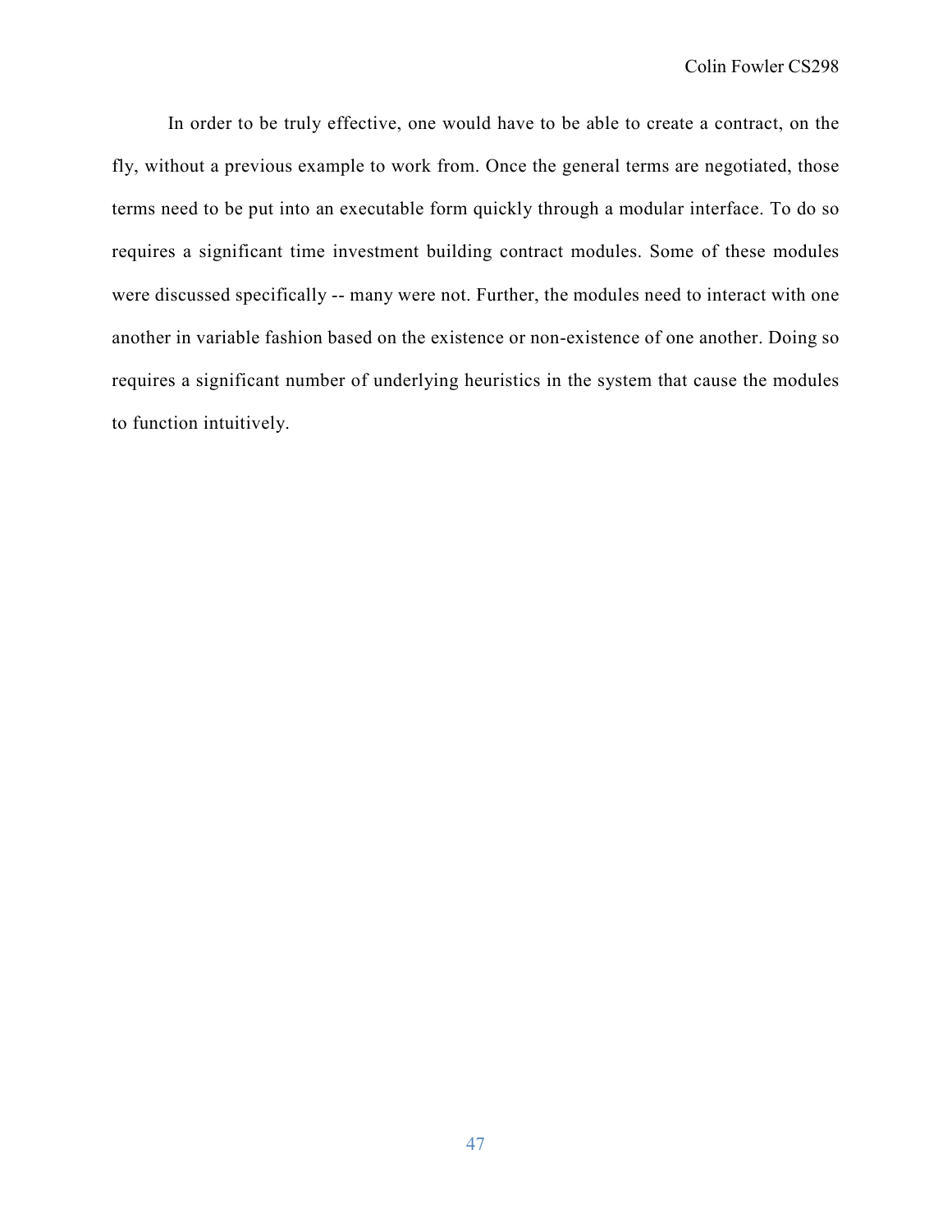In order to be truly effective, one would have to be able to create a contract, on the fly, without a previous example to work from. Once the general terms are negotiated, those terms need to be put into an executable form quickly through a modular interface. To do so requires a significant time investment building contract modules. Some of these modules were discussed specifically -- many were not. Further, the modules need to interact with one another in variable fashion based on the existence or non-existence of one another. Doing so requires a significant number of underlying heuristics in the system that cause the modules to function intuitively.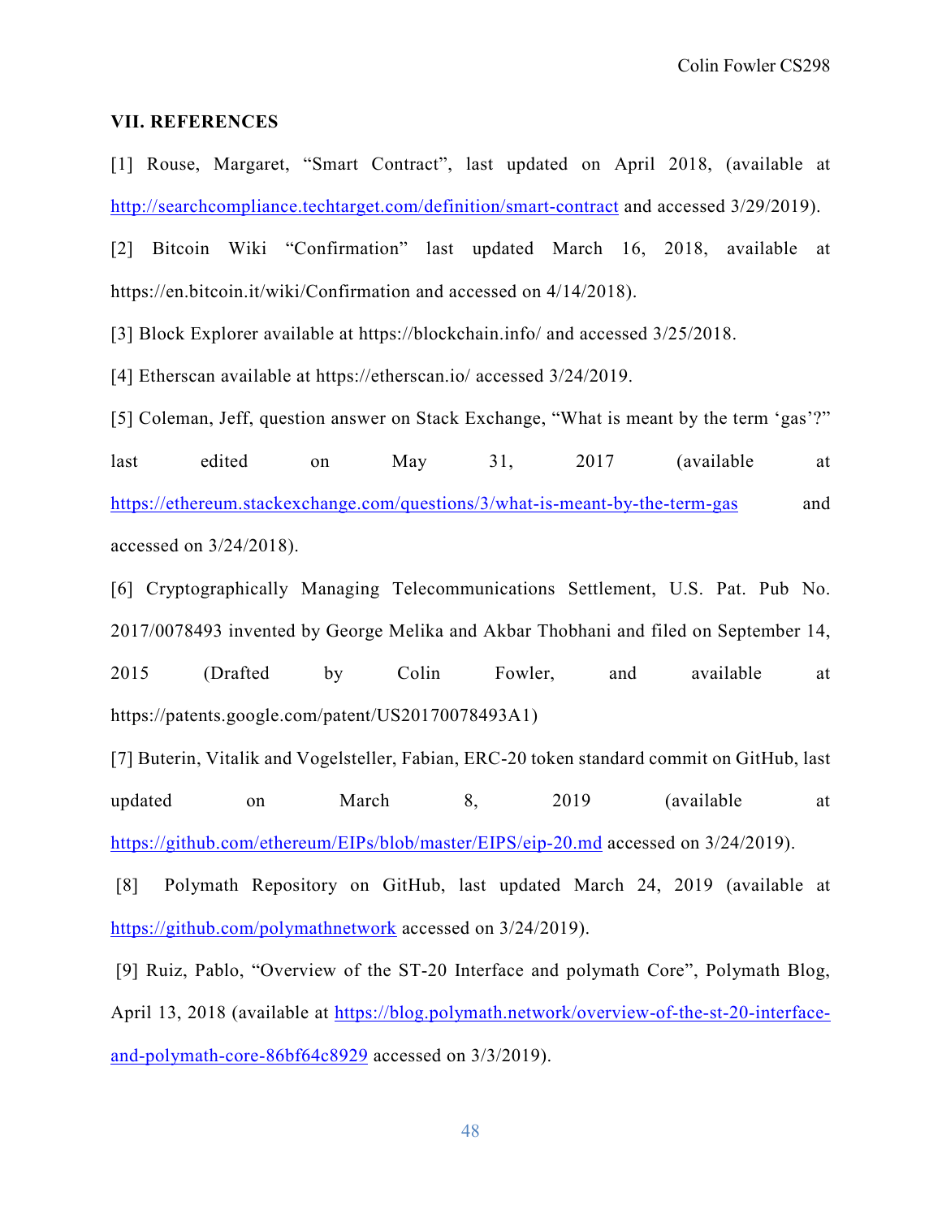### VII. REFERENCES

[1] Rouse, Margaret, "Smart Contract", last updated on April 2018, (available at http://searchcompliance.techtarget.com/definition/smart-contract and accessed 3/29/2019).

[2] Bitcoin Wiki "Confirmation" last updated March 16, 2018, available at https://en.bitcoin.it/wiki/Confirmation and accessed on 4/14/2018).

[3] Block Explorer available at https://blockchain.info/ and accessed 3/25/2018.

[4] Etherscan available at https://etherscan.io/ accessed 3/24/2019.

[5] Coleman, Jeff, question answer on Stack Exchange, "What is meant by the term 'gas'?" last edited on May 31, 2017 (available at https://ethereum.stackexchange.com/questions/3/what-is-meant-by-the-term-gas and accessed on 3/24/2018).

[6] Cryptographically Managing Telecommunications Settlement, U.S. Pat. Pub No. 2017/0078493 invented by George Melika and Akbar Thobhani and filed on September 14, 2015 (Drafted by Colin Fowler, and available at https://patents.google.com/patent/US20170078493A1)

[7] Buterin, Vitalik and Vogelsteller, Fabian, ERC-20 token standard commit on GitHub, last updated on March 8, 2019 (available at https://github.com/ethereum/EIPs/blob/master/EIPS/eip-20.md accessed on 3/24/2019).

[8] Polymath Repository on GitHub, last updated March 24, 2019 (available at https://github.com/polymathnetwork accessed on 3/24/2019).

[9] Ruiz, Pablo, "Overview of the ST-20 Interface and polymath Core", Polymath Blog, April 13, 2018 (available at https://blog.polymath.network/overview-of-the-st-20-interface-and-polymath-core-86bf64c8929 accessed on 3/3/2019).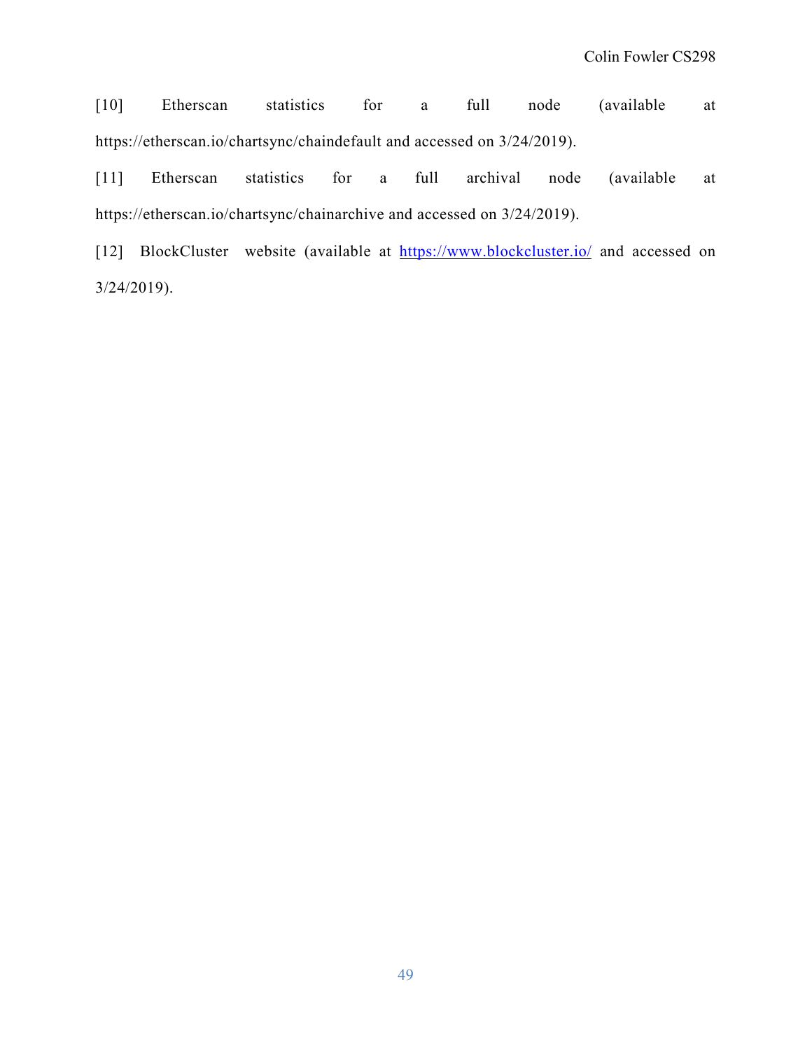[10] Etherscan statistics for a full node (available at https://etherscan.io/chartsync/chaindefault and accessed on 3/24/2019).

[11] Etherscan statistics for a full archival node (available at https://etherscan.io/chartsync/chainarchive and accessed on 3/24/2019).

[12] BlockCluster website (available at https://www.blockcluster.io/ and accessed on 3/24/2019).